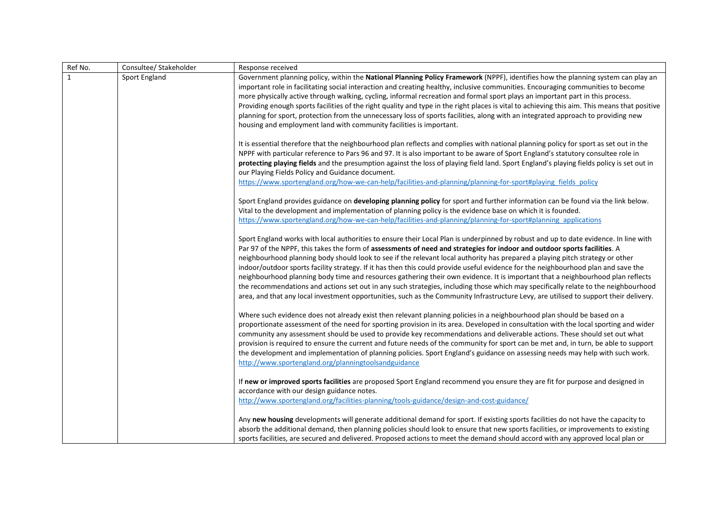| Ref No. | Consultee/ Stakeholder | Response received |
|---|---|---|
| 1 | Sport England | Government planning policy, within the **National Planning Policy Framework** (NPPF), identifies how the planning system can play an important role in facilitating social interaction and creating healthy, inclusive communities. Encouraging communities to become more physically active through walking, cycling, informal recreation and formal sport plays an important part in this process. Providing enough sports facilities of the right quality and type in the right places is vital to achieving this aim. This means that positive planning for sport, protection from the unnecessary loss of sports facilities, along with an integrated approach to providing new housing and employment land with community facilities is important.<br><br>It is essential therefore that the neighbourhood plan reflects and complies with national planning policy for sport as set out in the NPPF with particular reference to Pars 96 and 97. It is also important to be aware of Sport England's statutory consultee role in **protecting playing fields** and the presumption against the loss of playing field land. Sport England's playing fields policy is set out in our Playing Fields Policy and Guidance document.<br>https://www.sportengland.org/how-we-can-help/facilities-and-planning/planning-for-sport#playing_fields_policy<br><br>Sport England provides guidance on **developing planning policy** for sport and further information can be found via the link below. Vital to the development and implementation of planning policy is the evidence base on which it is founded.<br>https://www.sportengland.org/how-we-can-help/facilities-and-planning/planning-for-sport#planning_applications<br><br>Sport England works with local authorities to ensure their Local Plan is underpinned by robust and up to date evidence. In line with Par 97 of the NPPF, this takes the form of **assessments of need and strategies for indoor and outdoor sports facilities**. A neighbourhood planning body should look to see if the relevant local authority has prepared a playing pitch strategy or other indoor/outdoor sports facility strategy. If it has then this could provide useful evidence for the neighbourhood plan and save the neighbourhood planning body time and resources gathering their own evidence. It is important that a neighbourhood plan reflects the recommendations and actions set out in any such strategies, including those which may specifically relate to the neighbourhood area, and that any local investment opportunities, such as the Community Infrastructure Levy, are utilised to support their delivery.<br><br>Where such evidence does not already exist then relevant planning policies in a neighbourhood plan should be based on a proportionate assessment of the need for sporting provision in its area. Developed in consultation with the local sporting and wider community any assessment should be used to provide key recommendations and deliverable actions. These should set out what provision is required to ensure the current and future needs of the community for sport can be met and, in turn, be able to support the development and implementation of planning policies. Sport England's guidance on assessing needs may help with such work.<br>http://www.sportengland.org/planningtoolsandguidance<br><br>If **new or improved sports facilities** are proposed Sport England recommend you ensure they are fit for purpose and designed in accordance with our design guidance notes.<br>http://www.sportengland.org/facilities-planning/tools-guidance/design-and-cost-guidance/<br><br>Any **new housing** developments will generate additional demand for sport. If existing sports facilities do not have the capacity to absorb the additional demand, then planning policies should look to ensure that new sports facilities, or improvements to existing sports facilities, are secured and delivered. Proposed actions to meet the demand should accord with any approved local plan or |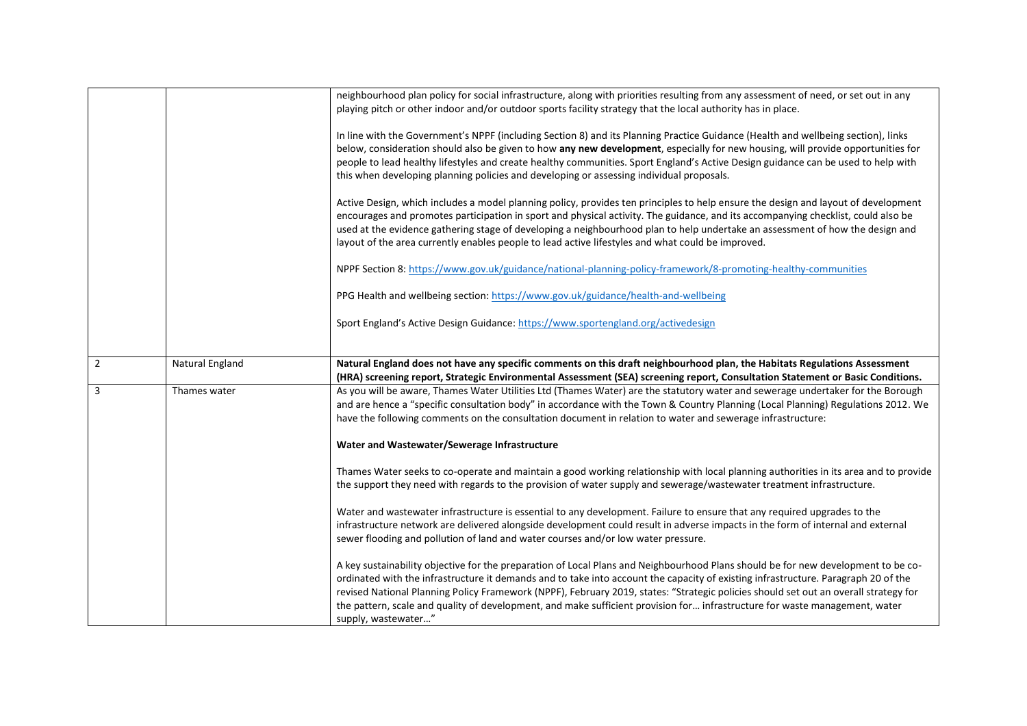| | | |
|---|---|---|
| | | neighbourhood plan policy for social infrastructure, along with priorities resulting from any assessment of need, or set out in any playing pitch or other indoor and/or outdoor sports facility strategy that the local authority has in place.<br><br>In line with the Government's NPPF (including Section 8) and its Planning Practice Guidance (Health and wellbeing section), links below, consideration should also be given to how **any new development**, especially for new housing, will provide opportunities for people to lead healthy lifestyles and create healthy communities. Sport England's Active Design guidance can be used to help with this when developing planning policies and developing or assessing individual proposals.<br><br>Active Design, which includes a model planning policy, provides ten principles to help ensure the design and layout of development encourages and promotes participation in sport and physical activity. The guidance, and its accompanying checklist, could also be used at the evidence gathering stage of developing a neighbourhood plan to help undertake an assessment of how the design and layout of the area currently enables people to lead active lifestyles and what could be improved.<br><br>NPPF Section 8: https://www.gov.uk/guidance/national-planning-policy-framework/8-promoting-healthy-communities<br><br>PPG Health and wellbeing section: https://www.gov.uk/guidance/health-and-wellbeing<br><br>Sport England's Active Design Guidance: https://www.sportengland.org/activedesign |
| 2 | Natural England | **Natural England does not have any specific comments on this draft neighbourhood plan, the Habitats Regulations Assessment (HRA) screening report, Strategic Environmental Assessment (SEA) screening report, Consultation Statement or Basic Conditions.** |
| 3 | Thames water | As you will be aware, Thames Water Utilities Ltd (Thames Water) are the statutory water and sewerage undertaker for the Borough and are hence a "specific consultation body" in accordance with the Town & Country Planning (Local Planning) Regulations 2012. We have the following comments on the consultation document in relation to water and sewerage infrastructure:<br><br>**Water and Wastewater/Sewerage Infrastructure**<br><br>Thames Water seeks to co-operate and maintain a good working relationship with local planning authorities in its area and to provide the support they need with regards to the provision of water supply and sewerage/wastewater treatment infrastructure.<br><br>Water and wastewater infrastructure is essential to any development. Failure to ensure that any required upgrades to the infrastructure network are delivered alongside development could result in adverse impacts in the form of internal and external sewer flooding and pollution of land and water courses and/or low water pressure.<br><br>A key sustainability objective for the preparation of Local Plans and Neighbourhood Plans should be for new development to be co-ordinated with the infrastructure it demands and to take into account the capacity of existing infrastructure. Paragraph 20 of the revised National Planning Policy Framework (NPPF), February 2019, states: "Strategic policies should set out an overall strategy for the pattern, scale and quality of development, and make sufficient provision for… infrastructure for waste management, water supply, wastewater…" |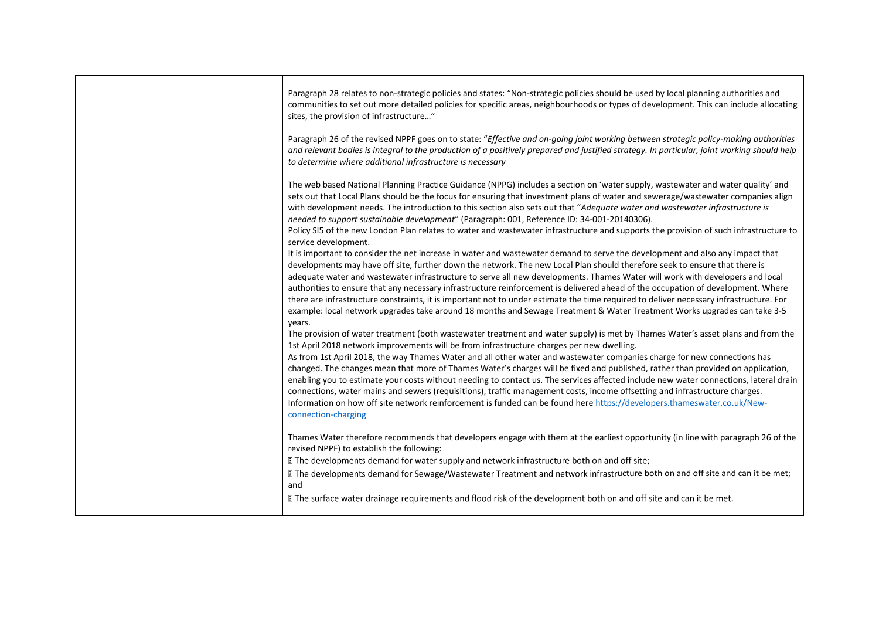| | | |
|---|---|---|
| | | Paragraph 28 relates to non-strategic policies and states: "Non-strategic policies should be used by local planning authorities and communities to set out more detailed policies for specific areas, neighbourhoods or types of development. This can include allocating sites, the provision of infrastructure…"<br><br>Paragraph 26 of the revised NPPF goes on to state: "*Effective and on-going joint working between strategic policy-making authorities and relevant bodies is integral to the production of a positively prepared and justified strategy. In particular, joint working should help to determine where additional infrastructure is necessary*<br><br>The web based National Planning Practice Guidance (NPPG) includes a section on 'water supply, wastewater and water quality' and sets out that Local Plans should be the focus for ensuring that investment plans of water and sewerage/wastewater companies align with development needs. The introduction to this section also sets out that "*Adequate water and wastewater infrastructure is needed to support sustainable development*" (Paragraph: 001, Reference ID: 34-001-20140306).<br>Policy SI5 of the new London Plan relates to water and wastewater infrastructure and supports the provision of such infrastructure to service development.<br>It is important to consider the net increase in water and wastewater demand to serve the development and also any impact that developments may have off site, further down the network. The new Local Plan should therefore seek to ensure that there is adequate water and wastewater infrastructure to serve all new developments. Thames Water will work with developers and local authorities to ensure that any necessary infrastructure reinforcement is delivered ahead of the occupation of development. Where there are infrastructure constraints, it is important not to under estimate the time required to deliver necessary infrastructure. For example: local network upgrades take around 18 months and Sewage Treatment & Water Treatment Works upgrades can take 3-5 years.<br>The provision of water treatment (both wastewater treatment and water supply) is met by Thames Water's asset plans and from the 1st April 2018 network improvements will be from infrastructure charges per new dwelling.<br>As from 1st April 2018, the way Thames Water and all other water and wastewater companies charge for new connections has changed. The changes mean that more of Thames Water's charges will be fixed and published, rather than provided on application, enabling you to estimate your costs without needing to contact us. The services affected include new water connections, lateral drain connections, water mains and sewers (requisitions), traffic management costs, income offsetting and infrastructure charges.<br>Information on how off site network reinforcement is funded can be found here https://developers.thameswater.co.uk/New-connection-charging<br><br>Thames Water therefore recommends that developers engage with them at the earliest opportunity (in line with paragraph 26 of the revised NPPF) to establish the following:<br>• The developments demand for water supply and network infrastructure both on and off site;<br>• The developments demand for Sewage/Wastewater Treatment and network infrastructure both on and off site and can it be met; and<br>• The surface water drainage requirements and flood risk of the development both on and off site and can it be met. |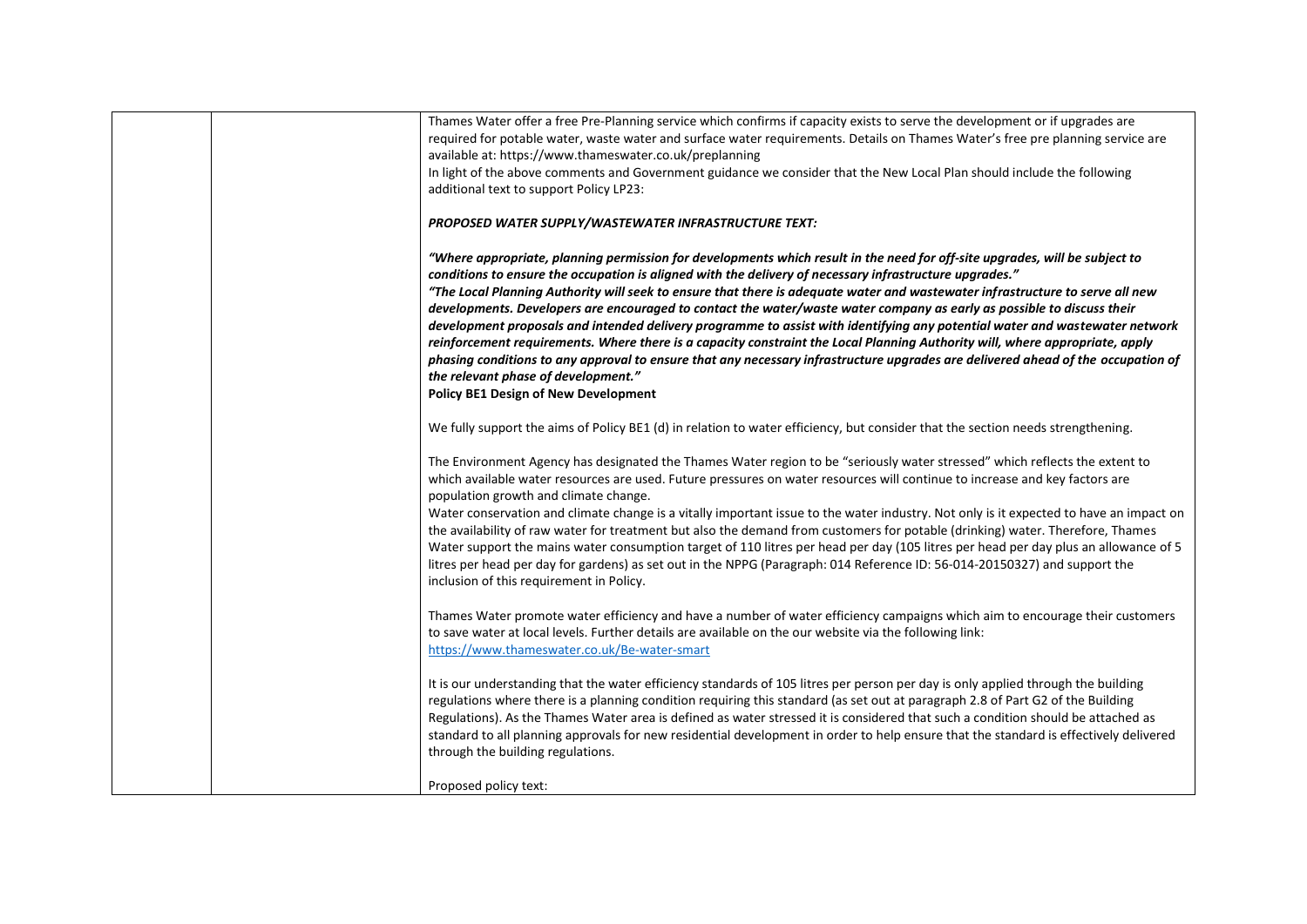| | | |
|---|---|---|
| | | Thames Water offer a free Pre-Planning service which confirms if capacity exists to serve the development or if upgrades are required for potable water, waste water and surface water requirements. Details on Thames Water's free pre planning service are available at: https://www.thameswater.co.uk/preplanning<br>In light of the above comments and Government guidance we consider that the New Local Plan should include the following additional text to support Policy LP23:<br><br>***PROPOSED WATER SUPPLY/WASTEWATER INFRASTRUCTURE TEXT:***<br><br>***"Where appropriate, planning permission for developments which result in the need for off-site upgrades, will be subject to conditions to ensure the occupation is aligned with the delivery of necessary infrastructure upgrades."***<br>***"The Local Planning Authority will seek to ensure that there is adequate water and wastewater infrastructure to serve all new developments. Developers are encouraged to contact the water/waste water company as early as possible to discuss their development proposals and intended delivery programme to assist with identifying any potential water and wastewater network reinforcement requirements. Where there is a capacity constraint the Local Planning Authority will, where appropriate, apply phasing conditions to any approval to ensure that any necessary infrastructure upgrades are delivered ahead of the occupation of the relevant phase of development."***<br>**Policy BE1 Design of New Development**<br><br>We fully support the aims of Policy BE1 (d) in relation to water efficiency, but consider that the section needs strengthening.<br><br>The Environment Agency has designated the Thames Water region to be "seriously water stressed" which reflects the extent to which available water resources are used. Future pressures on water resources will continue to increase and key factors are population growth and climate change.<br>Water conservation and climate change is a vitally important issue to the water industry. Not only is it expected to have an impact on the availability of raw water for treatment but also the demand from customers for potable (drinking) water. Therefore, Thames Water support the mains water consumption target of 110 litres per head per day (105 litres per head per day plus an allowance of 5 litres per head per day for gardens) as set out in the NPPG (Paragraph: 014 Reference ID: 56-014-20150327) and support the inclusion of this requirement in Policy.<br><br>Thames Water promote water efficiency and have a number of water efficiency campaigns which aim to encourage their customers to save water at local levels. Further details are available on the our website via the following link:<br>https://www.thameswater.co.uk/Be-water-smart<br><br>It is our understanding that the water efficiency standards of 105 litres per person per day is only applied through the building regulations where there is a planning condition requiring this standard (as set out at paragraph 2.8 of Part G2 of the Building Regulations). As the Thames Water area is defined as water stressed it is considered that such a condition should be attached as standard to all planning approvals for new residential development in order to help ensure that the standard is effectively delivered through the building regulations.<br><br>Proposed policy text: |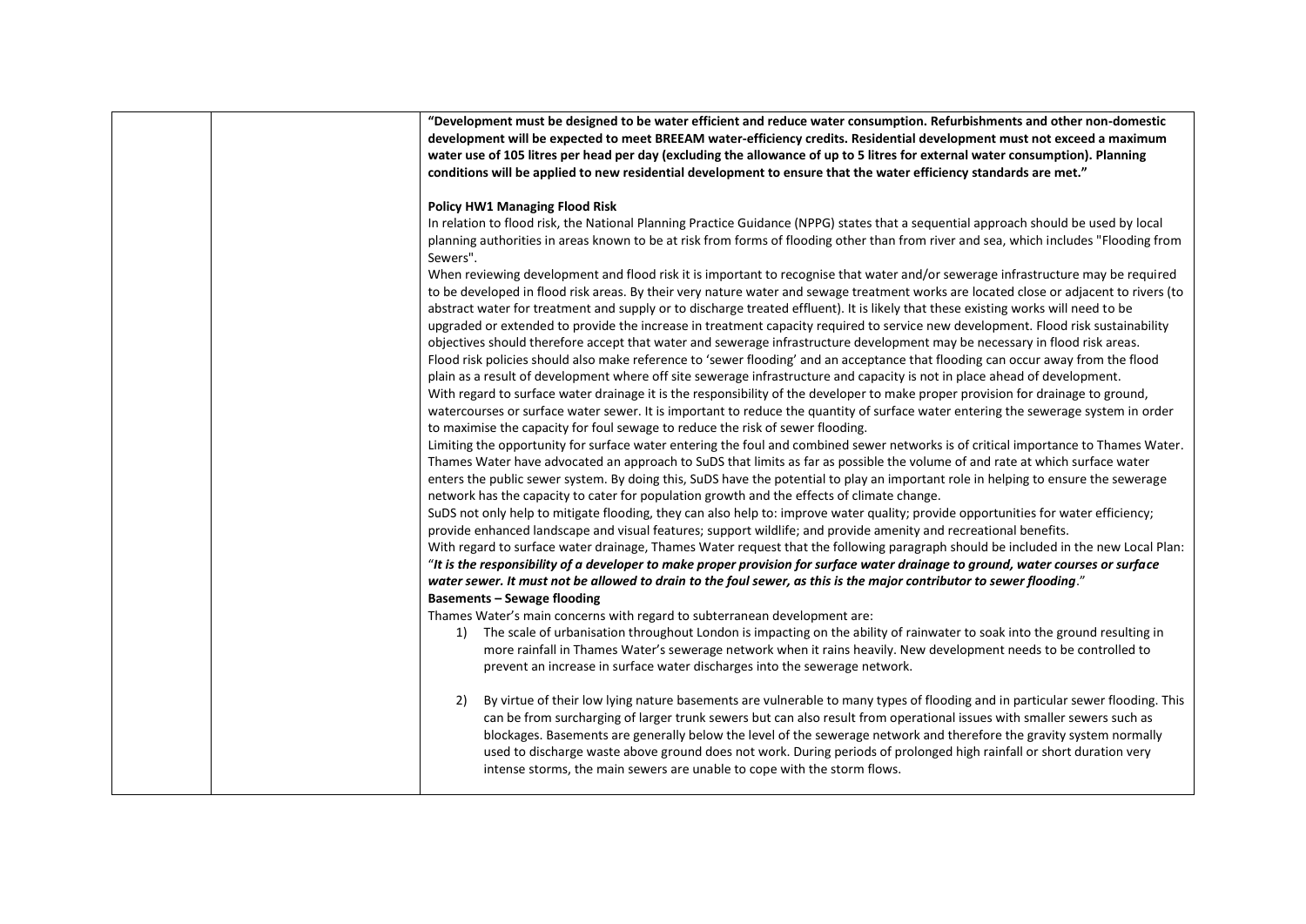| | | |
|---|---|---|
| | | **"Development must be designed to be water efficient and reduce water consumption. Refurbishments and other non-domestic development will be expected to meet BREEAM water-efficiency credits. Residential development must not exceed a maximum water use of 105 litres per head per day (excluding the allowance of up to 5 litres for external water consumption). Planning conditions will be applied to new residential development to ensure that the water efficiency standards are met."**<br><br>**Policy HW1 Managing Flood Risk**<br>In relation to flood risk, the National Planning Practice Guidance (NPPG) states that a sequential approach should be used by local planning authorities in areas known to be at risk from forms of flooding other than from river and sea, which includes "Flooding from Sewers".<br>When reviewing development and flood risk it is important to recognise that water and/or sewerage infrastructure may be required to be developed in flood risk areas. By their very nature water and sewage treatment works are located close or adjacent to rivers (to abstract water for treatment and supply or to discharge treated effluent). It is likely that these existing works will need to be upgraded or extended to provide the increase in treatment capacity required to service new development. Flood risk sustainability objectives should therefore accept that water and sewerage infrastructure development may be necessary in flood risk areas.<br>Flood risk policies should also make reference to 'sewer flooding' and an acceptance that flooding can occur away from the flood plain as a result of development where off site sewerage infrastructure and capacity is not in place ahead of development.<br>With regard to surface water drainage it is the responsibility of the developer to make proper provision for drainage to ground, watercourses or surface water sewer. It is important to reduce the quantity of surface water entering the sewerage system in order to maximise the capacity for foul sewage to reduce the risk of sewer flooding.<br>Limiting the opportunity for surface water entering the foul and combined sewer networks is of critical importance to Thames Water. Thames Water have advocated an approach to SuDS that limits as far as possible the volume of and rate at which surface water enters the public sewer system. By doing this, SuDS have the potential to play an important role in helping to ensure the sewerage network has the capacity to cater for population growth and the effects of climate change.<br>SuDS not only help to mitigate flooding, they can also help to: improve water quality; provide opportunities for water efficiency; provide enhanced landscape and visual features; support wildlife; and provide amenity and recreational benefits.<br>With regard to surface water drainage, Thames Water request that the following paragraph should be included in the new Local Plan: "***It is the responsibility of a developer to make proper provision for surface water drainage to ground, water courses or surface water sewer. It must not be allowed to drain to the foul sewer, as this is the major contributor to sewer flooding***."<br>**Basements – Sewage flooding**<br>Thames Water's main concerns with regard to subterranean development are:<br>1) The scale of urbanisation throughout London is impacting on the ability of rainwater to soak into the ground resulting in more rainfall in Thames Water's sewerage network when it rains heavily. New development needs to be controlled to prevent an increase in surface water discharges into the sewerage network.<br><br>2) By virtue of their low lying nature basements are vulnerable to many types of flooding and in particular sewer flooding. This can be from surcharging of larger trunk sewers but can also result from operational issues with smaller sewers such as blockages. Basements are generally below the level of the sewerage network and therefore the gravity system normally used to discharge waste above ground does not work. During periods of prolonged high rainfall or short duration very intense storms, the main sewers are unable to cope with the storm flows. |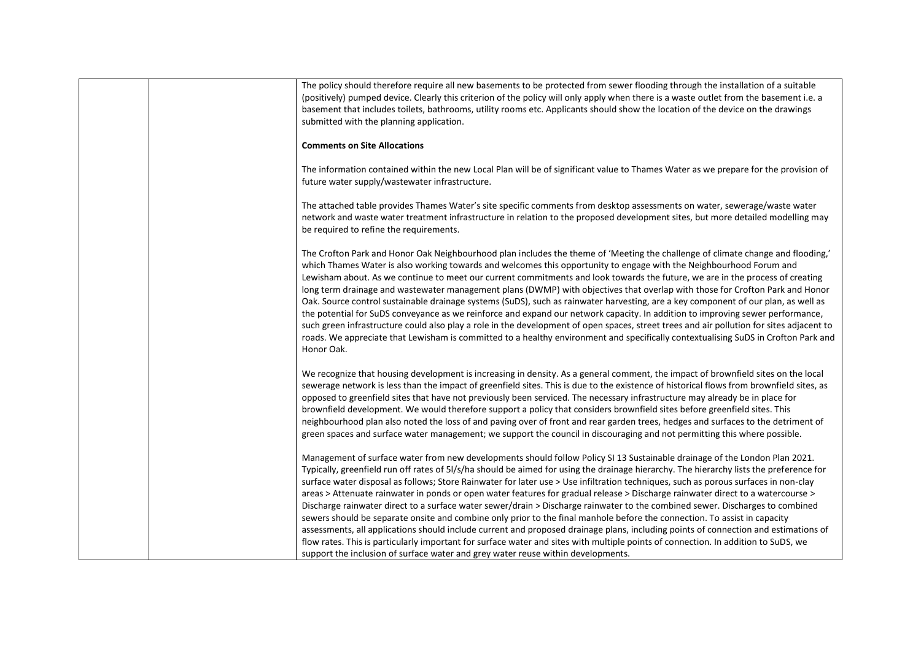The policy should therefore require all new basements to be protected from sewer flooding through the installation of a suitable (positively) pumped device. Clearly this criterion of the policy will only apply when there is a waste outlet from the basement i.e. a basement that includes toilets, bathrooms, utility rooms etc. Applicants should show the location of the device on the drawings submitted with the planning application.

**Comments on Site Allocations**

The information contained within the new Local Plan will be of significant value to Thames Water as we prepare for the provision of future water supply/wastewater infrastructure.

The attached table provides Thames Water's site specific comments from desktop assessments on water, sewerage/waste water network and waste water treatment infrastructure in relation to the proposed development sites, but more detailed modelling may be required to refine the requirements.

The Crofton Park and Honor Oak Neighbourhood plan includes the theme of 'Meeting the challenge of climate change and flooding,' which Thames Water is also working towards and welcomes this opportunity to engage with the Neighbourhood Forum and Lewisham about. As we continue to meet our current commitments and look towards the future, we are in the process of creating long term drainage and wastewater management plans (DWMP) with objectives that overlap with those for Crofton Park and Honor Oak. Source control sustainable drainage systems (SuDS), such as rainwater harvesting, are a key component of our plan, as well as the potential for SuDS conveyance as we reinforce and expand our network capacity. In addition to improving sewer performance, such green infrastructure could also play a role in the development of open spaces, street trees and air pollution for sites adjacent to roads. We appreciate that Lewisham is committed to a healthy environment and specifically contextualising SuDS in Crofton Park and Honor Oak.

We recognize that housing development is increasing in density. As a general comment, the impact of brownfield sites on the local sewerage network is less than the impact of greenfield sites. This is due to the existence of historical flows from brownfield sites, as opposed to greenfield sites that have not previously been serviced. The necessary infrastructure may already be in place for brownfield development. We would therefore support a policy that considers brownfield sites before greenfield sites. This neighbourhood plan also noted the loss of and paving over of front and rear garden trees, hedges and surfaces to the detriment of green spaces and surface water management; we support the council in discouraging and not permitting this where possible.

Management of surface water from new developments should follow Policy SI 13 Sustainable drainage of the London Plan 2021. Typically, greenfield run off rates of 5l/s/ha should be aimed for using the drainage hierarchy. The hierarchy lists the preference for surface water disposal as follows; Store Rainwater for later use > Use infiltration techniques, such as porous surfaces in non-clay areas > Attenuate rainwater in ponds or open water features for gradual release > Discharge rainwater direct to a watercourse > Discharge rainwater direct to a surface water sewer/drain > Discharge rainwater to the combined sewer. Discharges to combined sewers should be separate onsite and combine only prior to the final manhole before the connection. To assist in capacity assessments, all applications should include current and proposed drainage plans, including points of connection and estimations of flow rates. This is particularly important for surface water and sites with multiple points of connection. In addition to SuDS, we support the inclusion of surface water and grey water reuse within developments.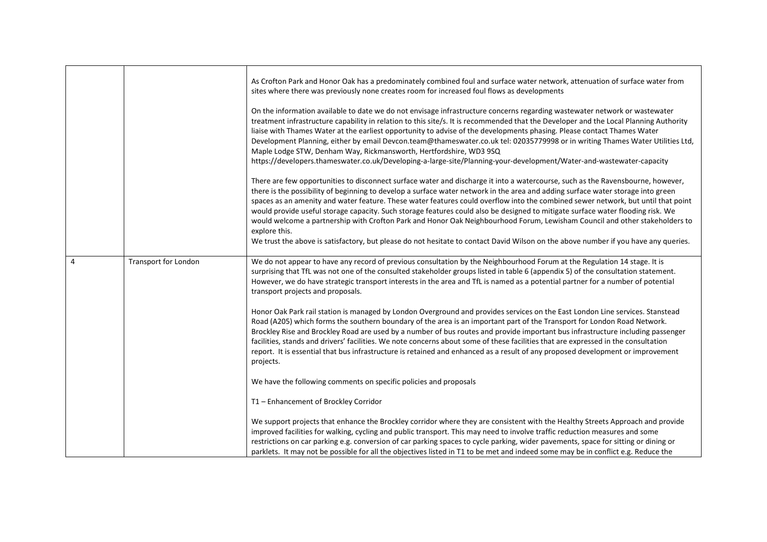| | | |
|---|---|---|
| | | As Crofton Park and Honor Oak has a predominately combined foul and surface water network, attenuation of surface water from sites where there was previously none creates room for increased foul flows as developments<br><br>On the information available to date we do not envisage infrastructure concerns regarding wastewater network or wastewater treatment infrastructure capability in relation to this site/s. It is recommended that the Developer and the Local Planning Authority liaise with Thames Water at the earliest opportunity to advise of the developments phasing. Please contact Thames Water Development Planning, either by email Devcon.team@thameswater.co.uk tel: 02035779998 or in writing Thames Water Utilities Ltd, Maple Lodge STW, Denham Way, Rickmansworth, Hertfordshire, WD3 9SQ https://developers.thameswater.co.uk/Developing-a-large-site/Planning-your-development/Water-and-wastewater-capacity<br><br>There are few opportunities to disconnect surface water and discharge it into a watercourse, such as the Ravensbourne, however, there is the possibility of beginning to develop a surface water network in the area and adding surface water storage into green spaces as an amenity and water feature. These water features could overflow into the combined sewer network, but until that point would provide useful storage capacity. Such storage features could also be designed to mitigate surface water flooding risk. We would welcome a partnership with Crofton Park and Honor Oak Neighbourhood Forum, Lewisham Council and other stakeholders to explore this.<br>We trust the above is satisfactory, but please do not hesitate to contact David Wilson on the above number if you have any queries. |
| 4 | Transport for London | We do not appear to have any record of previous consultation by the Neighbourhood Forum at the Regulation 14 stage. It is surprising that TfL was not one of the consulted stakeholder groups listed in table 6 (appendix 5) of the consultation statement. However, we do have strategic transport interests in the area and TfL is named as a potential partner for a number of potential transport projects and proposals.<br><br>Honor Oak Park rail station is managed by London Overground and provides services on the East London Line services. Stanstead Road (A205) which forms the southern boundary of the area is an important part of the Transport for London Road Network. Brockley Rise and Brockley Road are used by a number of bus routes and provide important bus infrastructure including passenger facilities, stands and drivers' facilities. We note concerns about some of these facilities that are expressed in the consultation report. It is essential that bus infrastructure is retained and enhanced as a result of any proposed development or improvement projects.<br><br>We have the following comments on specific policies and proposals<br><br>T1 – Enhancement of Brockley Corridor<br><br>We support projects that enhance the Brockley corridor where they are consistent with the Healthy Streets Approach and provide improved facilities for walking, cycling and public transport. This may need to involve traffic reduction measures and some restrictions on car parking e.g. conversion of car parking spaces to cycle parking, wider pavements, space for sitting or dining or parklets. It may not be possible for all the objectives listed in T1 to be met and indeed some may be in conflict e.g. Reduce the |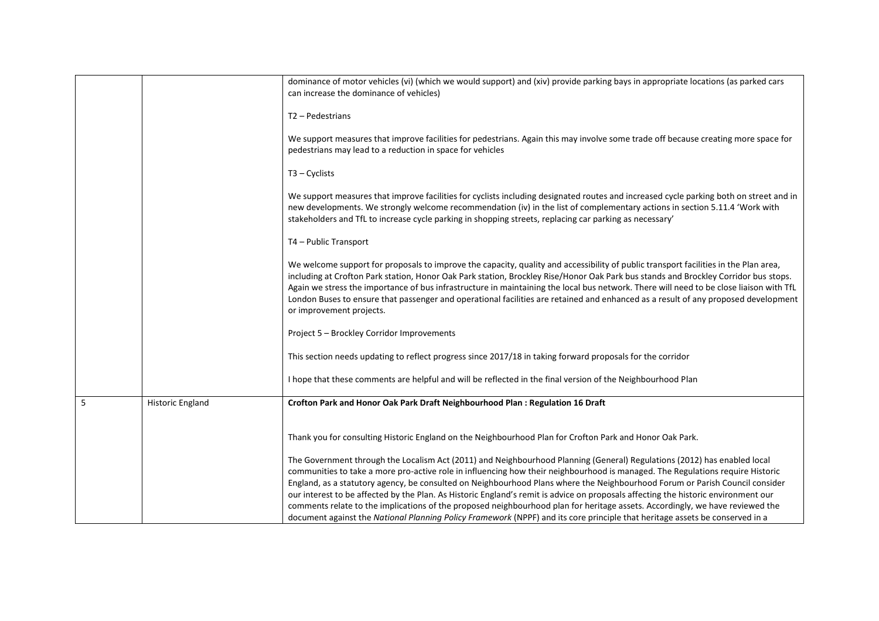| | | |
|---|---|---|
| | | dominance of motor vehicles (vi) (which we would support) and (xiv) provide parking bays in appropriate locations (as parked cars can increase the dominance of vehicles)<br><br>T2 – Pedestrians<br><br>We support measures that improve facilities for pedestrians. Again this may involve some trade off because creating more space for pedestrians may lead to a reduction in space for vehicles<br><br>T3 – Cyclists<br><br>We support measures that improve facilities for cyclists including designated routes and increased cycle parking both on street and in new developments. We strongly welcome recommendation (iv) in the list of complementary actions in section 5.11.4 'Work with stakeholders and TfL to increase cycle parking in shopping streets, replacing car parking as necessary'<br><br>T4 – Public Transport<br><br>We welcome support for proposals to improve the capacity, quality and accessibility of public transport facilities in the Plan area, including at Crofton Park station, Honor Oak Park station, Brockley Rise/Honor Oak Park bus stands and Brockley Corridor bus stops. Again we stress the importance of bus infrastructure in maintaining the local bus network. There will need to be close liaison with TfL London Buses to ensure that passenger and operational facilities are retained and enhanced as a result of any proposed development or improvement projects.<br><br>Project 5 – Brockley Corridor Improvements<br><br>This section needs updating to reflect progress since 2017/18 in taking forward proposals for the corridor<br><br>I hope that these comments are helpful and will be reflected in the final version of the Neighbourhood Plan |
| 5 | Historic England | **Crofton Park and Honor Oak Park Draft Neighbourhood Plan : Regulation 16 Draft**<br><br>Thank you for consulting Historic England on the Neighbourhood Plan for Crofton Park and Honor Oak Park.<br><br>The Government through the Localism Act (2011) and Neighbourhood Planning (General) Regulations (2012) has enabled local communities to take a more pro-active role in influencing how their neighbourhood is managed. The Regulations require Historic England, as a statutory agency, be consulted on Neighbourhood Plans where the Neighbourhood Forum or Parish Council consider our interest to be affected by the Plan. As Historic England's remit is advice on proposals affecting the historic environment our comments relate to the implications of the proposed neighbourhood plan for heritage assets. Accordingly, we have reviewed the document against the *National Planning Policy Framework* (NPPF) and its core principle that heritage assets be conserved in a |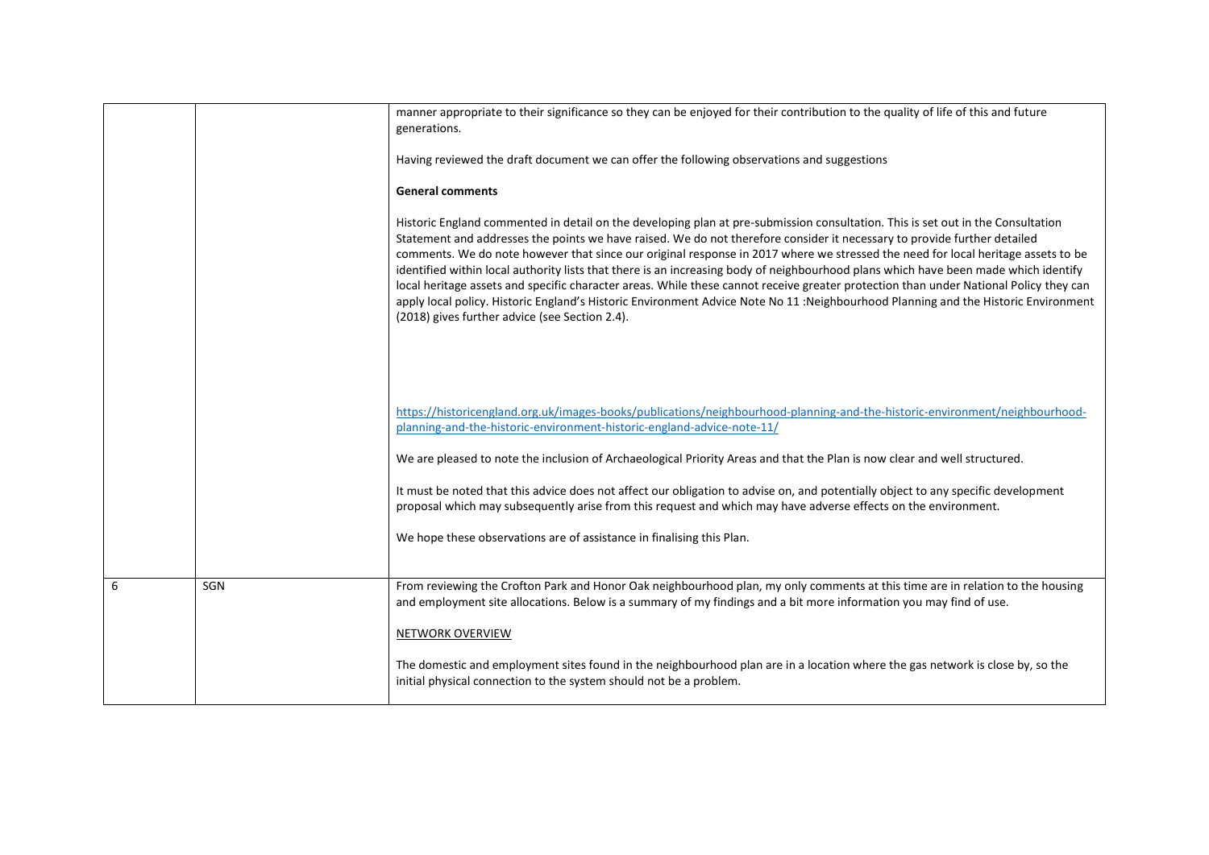| | | |
|---|---|---|
| | | manner appropriate to their significance so they can be enjoyed for their contribution to the quality of life of this and future generations.<br><br>Having reviewed the draft document we can offer the following observations and suggestions<br><br>**General comments**<br><br>Historic England commented in detail on the developing plan at pre-submission consultation. This is set out in the Consultation Statement and addresses the points we have raised. We do not therefore consider it necessary to provide further detailed comments. We do note however that since our original response in 2017 where we stressed the need for local heritage assets to be identified within local authority lists that there is an increasing body of neighbourhood plans which have been made which identify local heritage assets and specific character areas. While these cannot receive greater protection than under National Policy they can apply local policy. Historic England's Historic Environment Advice Note No 11 :Neighbourhood Planning and the Historic Environment (2018) gives further advice (see Section 2.4).<br><br>https://historicengland.org.uk/images-books/publications/neighbourhood-planning-and-the-historic-environment/neighbourhood-planning-and-the-historic-environment-historic-england-advice-note-11/<br><br>We are pleased to note the inclusion of Archaeological Priority Areas and that the Plan is now clear and well structured.<br><br>It must be noted that this advice does not affect our obligation to advise on, and potentially object to any specific development proposal which may subsequently arise from this request and which may have adverse effects on the environment.<br><br>We hope these observations are of assistance in finalising this Plan. |
| 6 | SGN | From reviewing the Crofton Park and Honor Oak neighbourhood plan, my only comments at this time are in relation to the housing and employment site allocations. Below is a summary of my findings and a bit more information you may find of use.<br><br>NETWORK OVERVIEW<br><br>The domestic and employment sites found in the neighbourhood plan are in a location where the gas network is close by, so the initial physical connection to the system should not be a problem. |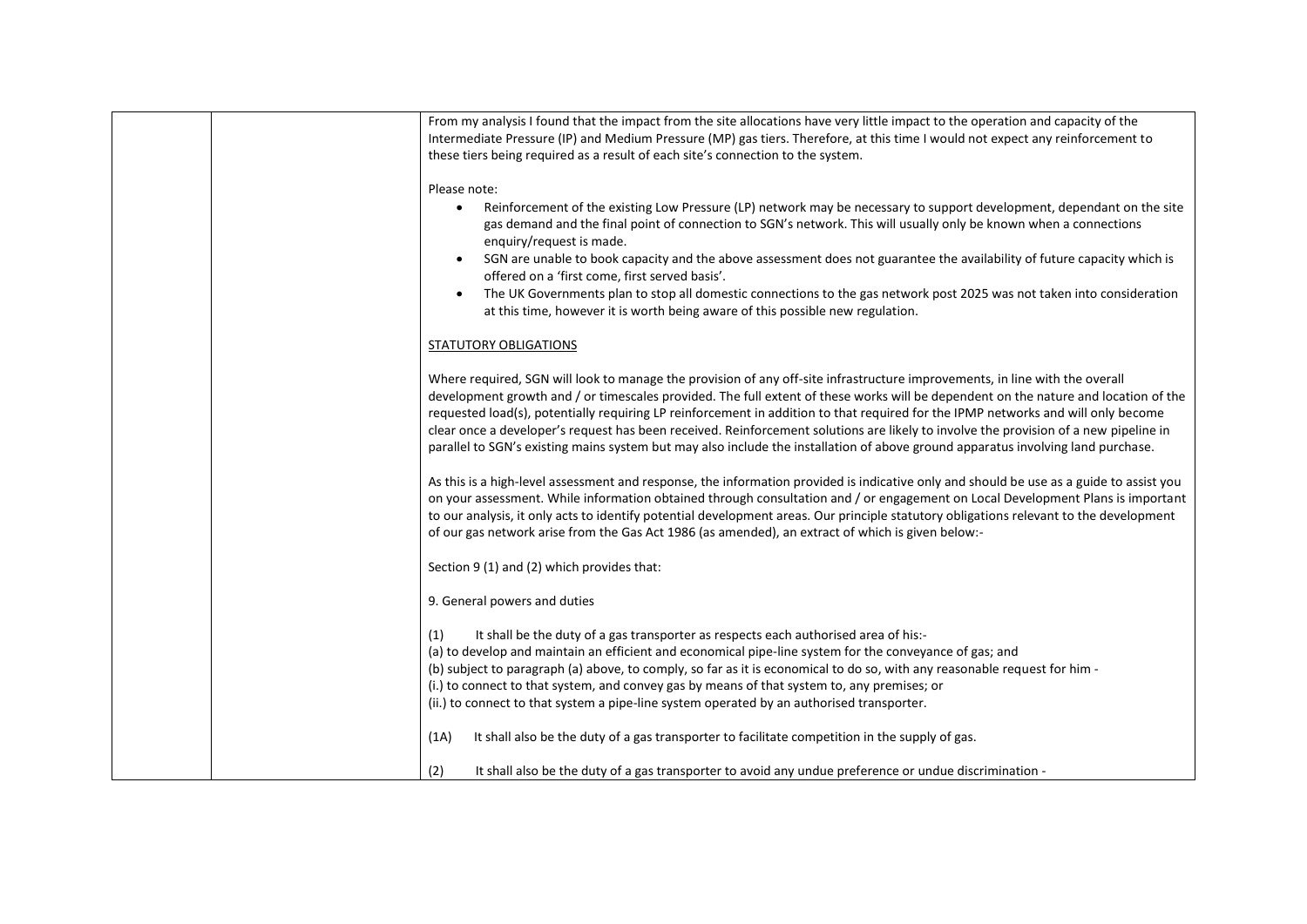| | | From my analysis I found that the impact from the site allocations have very little impact to the operation and capacity of the Intermediate Pressure (IP) and Medium Pressure (MP) gas tiers. Therefore, at this time I would not expect any reinforcement to these tiers being required as a result of each site's connection to the system.<br><br>Please note:<br>• Reinforcement of the existing Low Pressure (LP) network may be necessary to support development, dependant on the site gas demand and the final point of connection to SGN's network. This will usually only be known when a connections enquiry/request is made.<br>• SGN are unable to book capacity and the above assessment does not guarantee the availability of future capacity which is offered on a 'first come, first served basis'.<br>• The UK Governments plan to stop all domestic connections to the gas network post 2025 was not taken into consideration at this time, however it is worth being aware of this possible new regulation.<br><br>STATUTORY OBLIGATIONS<br><br>Where required, SGN will look to manage the provision of any off-site infrastructure improvements, in line with the overall development growth and / or timescales provided. The full extent of these works will be dependent on the nature and location of the requested load(s), potentially requiring LP reinforcement in addition to that required for the IPMP networks and will only become clear once a developer's request has been received. Reinforcement solutions are likely to involve the provision of a new pipeline in parallel to SGN's existing mains system but may also include the installation of above ground apparatus involving land purchase.<br><br>As this is a high-level assessment and response, the information provided is indicative only and should be use as a guide to assist you on your assessment. While information obtained through consultation and / or engagement on Local Development Plans is important to our analysis, it only acts to identify potential development areas. Our principle statutory obligations relevant to the development of our gas network arise from the Gas Act 1986 (as amended), an extract of which is given below:-<br><br>Section 9 (1) and (2) which provides that:<br><br>9. General powers and duties<br><br>(1) It shall be the duty of a gas transporter as respects each authorised area of his:-<br>(a) to develop and maintain an efficient and economical pipe-line system for the conveyance of gas; and<br>(b) subject to paragraph (a) above, to comply, so far as it is economical to do so, with any reasonable request for him -<br>(i.) to connect to that system, and convey gas by means of that system to, any premises; or<br>(ii.) to connect to that system a pipe-line system operated by an authorised transporter.<br><br>(1A) It shall also be the duty of a gas transporter to facilitate competition in the supply of gas.<br><br>(2) It shall also be the duty of a gas transporter to avoid any undue preference or undue discrimination - |
|---|---|---|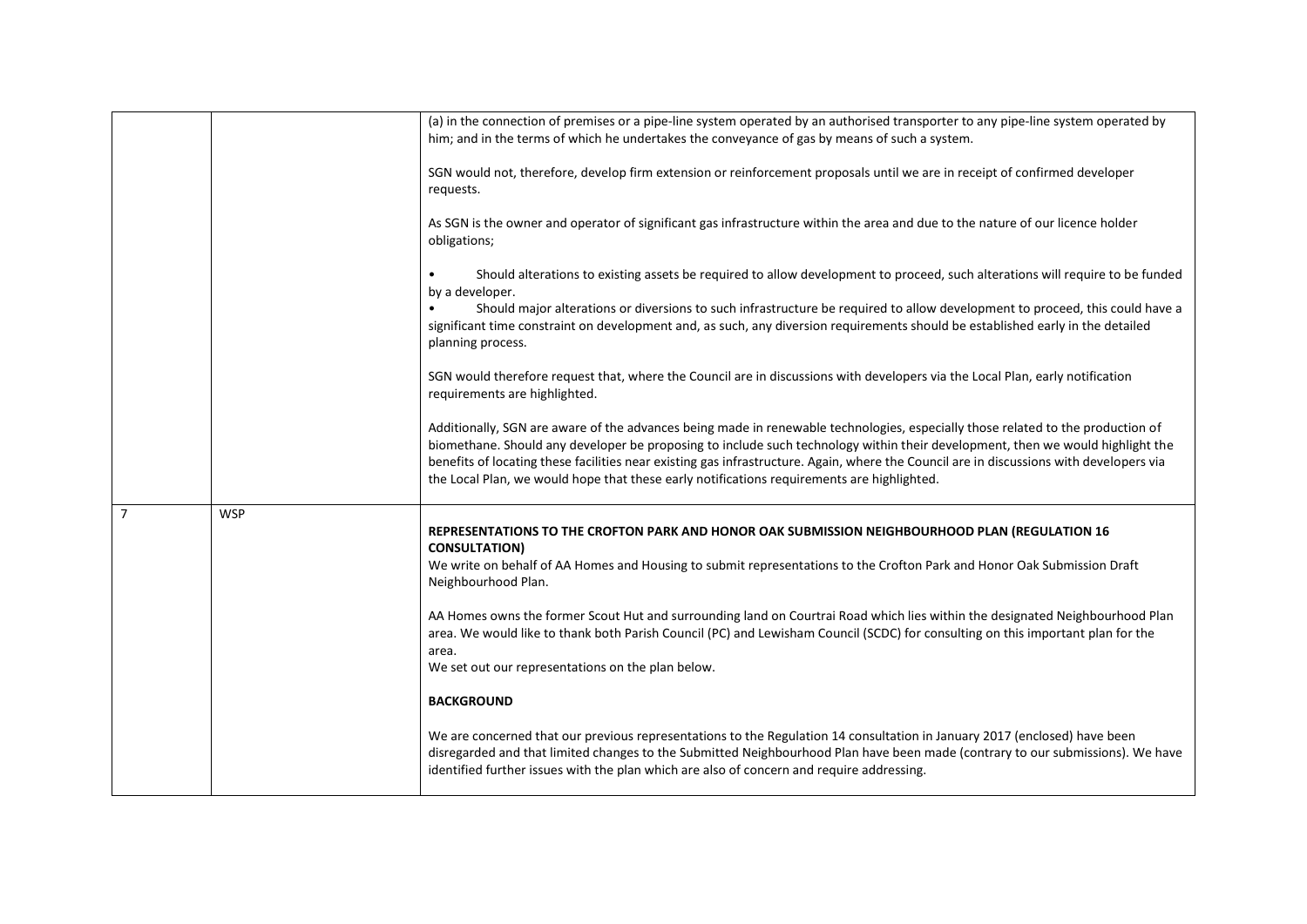| | | |
|---|---|---|
| | | (a) in the connection of premises or a pipe-line system operated by an authorised transporter to any pipe-line system operated by him; and in the terms of which he undertakes the conveyance of gas by means of such a system.<br><br>SGN would not, therefore, develop firm extension or reinforcement proposals until we are in receipt of confirmed developer requests.<br><br>As SGN is the owner and operator of significant gas infrastructure within the area and due to the nature of our licence holder obligations;<br><br>• Should alterations to existing assets be required to allow development to proceed, such alterations will require to be funded by a developer.<br>• Should major alterations or diversions to such infrastructure be required to allow development to proceed, this could have a significant time constraint on development and, as such, any diversion requirements should be established early in the detailed planning process.<br><br>SGN would therefore request that, where the Council are in discussions with developers via the Local Plan, early notification requirements are highlighted.<br><br>Additionally, SGN are aware of the advances being made in renewable technologies, especially those related to the production of biomethane. Should any developer be proposing to include such technology within their development, then we would highlight the benefits of locating these facilities near existing gas infrastructure. Again, where the Council are in discussions with developers via the Local Plan, we would hope that these early notifications requirements are highlighted. |
| 7 | WSP | **REPRESENTATIONS TO THE CROFTON PARK AND HONOR OAK SUBMISSION NEIGHBOURHOOD PLAN (REGULATION 16 CONSULTATION)**<br>We write on behalf of AA Homes and Housing to submit representations to the Crofton Park and Honor Oak Submission Draft Neighbourhood Plan.<br><br>AA Homes owns the former Scout Hut and surrounding land on Courtrai Road which lies within the designated Neighbourhood Plan area. We would like to thank both Parish Council (PC) and Lewisham Council (SCDC) for consulting on this important plan for the area.<br>We set out our representations on the plan below.<br><br>**BACKGROUND**<br><br>We are concerned that our previous representations to the Regulation 14 consultation in January 2017 (enclosed) have been disregarded and that limited changes to the Submitted Neighbourhood Plan have been made (contrary to our submissions). We have identified further issues with the plan which are also of concern and require addressing. |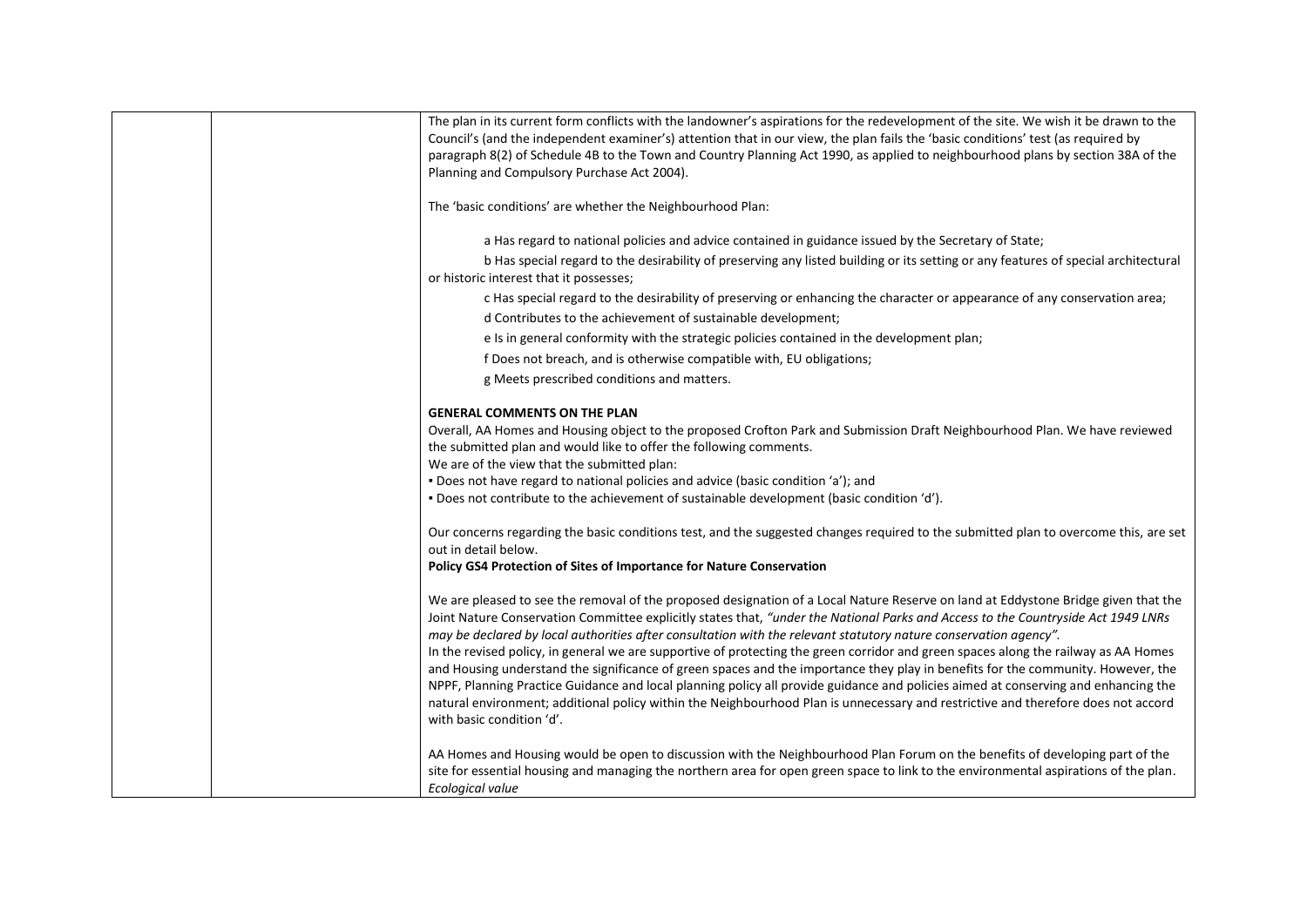| | | |
|---|---|---|
| | | The plan in its current form conflicts with the landowner's aspirations for the redevelopment of the site. We wish it be drawn to the Council's (and the independent examiner's) attention that in our view, the plan fails the 'basic conditions' test (as required by paragraph 8(2) of Schedule 4B to the Town and Country Planning Act 1990, as applied to neighbourhood plans by section 38A of the Planning and Compulsory Purchase Act 2004).<br><br>The 'basic conditions' are whether the Neighbourhood Plan:<br><br>a Has regard to national policies and advice contained in guidance issued by the Secretary of State;<br>b Has special regard to the desirability of preserving any listed building or its setting or any features of special architectural or historic interest that it possesses;<br>c Has special regard to the desirability of preserving or enhancing the character or appearance of any conservation area;<br>d Contributes to the achievement of sustainable development;<br>e Is in general conformity with the strategic policies contained in the development plan;<br>f Does not breach, and is otherwise compatible with, EU obligations;<br>g Meets prescribed conditions and matters.<br><br>**GENERAL COMMENTS ON THE PLAN**<br>Overall, AA Homes and Housing object to the proposed Crofton Park and Submission Draft Neighbourhood Plan. We have reviewed the submitted plan and would like to offer the following comments.<br>We are of the view that the submitted plan:<br>▪ Does not have regard to national policies and advice (basic condition 'a'); and<br>▪ Does not contribute to the achievement of sustainable development (basic condition 'd').<br><br>Our concerns regarding the basic conditions test, and the suggested changes required to the submitted plan to overcome this, are set out in detail below.<br>**Policy GS4 Protection of Sites of Importance for Nature Conservation**<br><br>We are pleased to see the removal of the proposed designation of a Local Nature Reserve on land at Eddystone Bridge given that the Joint Nature Conservation Committee explicitly states that, *"under the National Parks and Access to the Countryside Act 1949 LNRs may be declared by local authorities after consultation with the relevant statutory nature conservation agency".*<br>In the revised policy, in general we are supportive of protecting the green corridor and green spaces along the railway as AA Homes and Housing understand the significance of green spaces and the importance they play in benefits for the community. However, the NPPF, Planning Practice Guidance and local planning policy all provide guidance and policies aimed at conserving and enhancing the natural environment; additional policy within the Neighbourhood Plan is unnecessary and restrictive and therefore does not accord with basic condition 'd'.<br><br>AA Homes and Housing would be open to discussion with the Neighbourhood Plan Forum on the benefits of developing part of the site for essential housing and managing the northern area for open green space to link to the environmental aspirations of the plan.<br>*Ecological value* |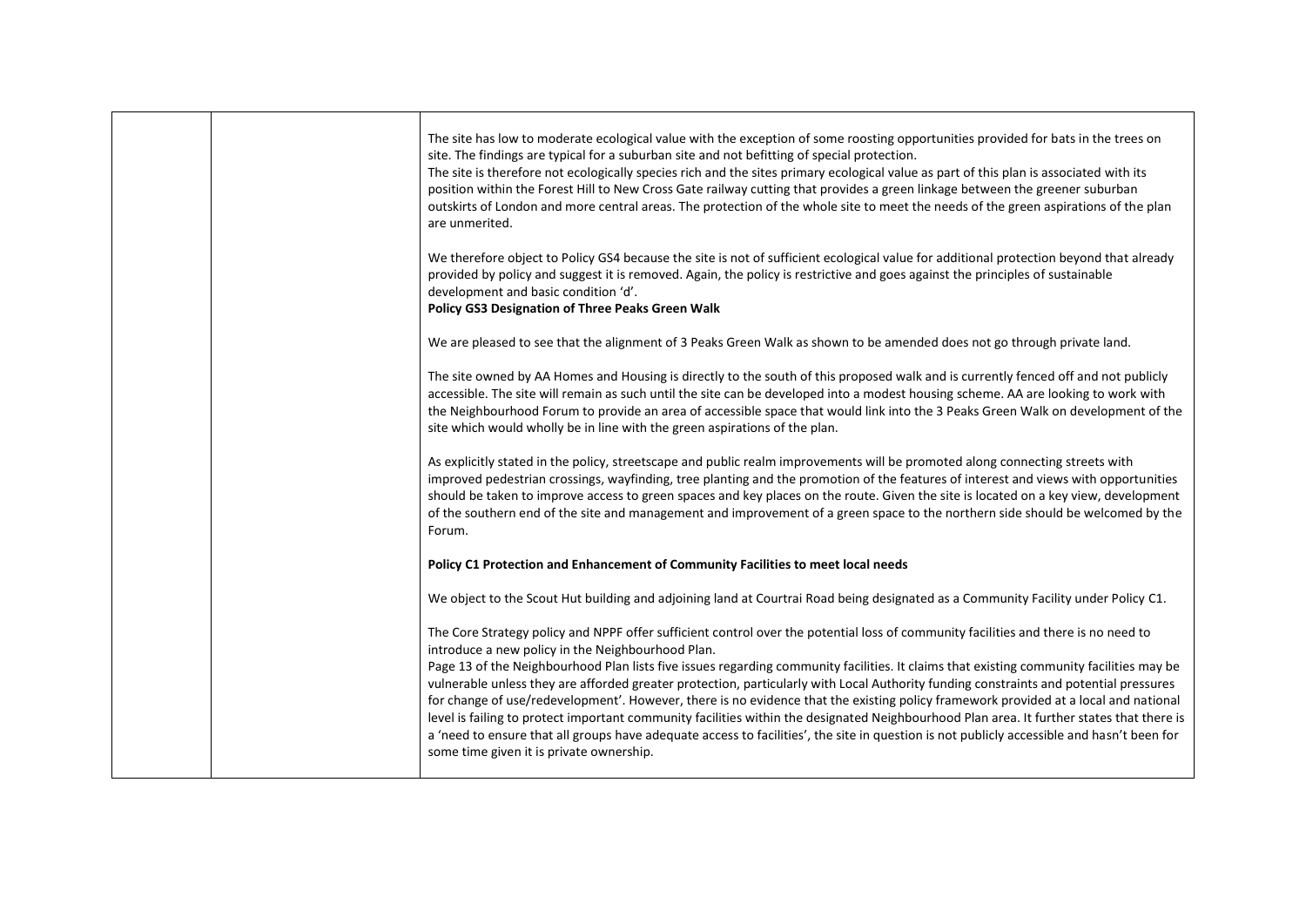| | | |
|---|---|---|
| | | The site has low to moderate ecological value with the exception of some roosting opportunities provided for bats in the trees on site. The findings are typical for a suburban site and not befitting of special protection.<br>The site is therefore not ecologically species rich and the sites primary ecological value as part of this plan is associated with its position within the Forest Hill to New Cross Gate railway cutting that provides a green linkage between the greener suburban outskirts of London and more central areas. The protection of the whole site to meet the needs of the green aspirations of the plan are unmerited.<br><br>We therefore object to Policy GS4 because the site is not of sufficient ecological value for additional protection beyond that already provided by policy and suggest it is removed. Again, the policy is restrictive and goes against the principles of sustainable development and basic condition 'd'.<br>**Policy GS3 Designation of Three Peaks Green Walk**<br><br>We are pleased to see that the alignment of 3 Peaks Green Walk as shown to be amended does not go through private land.<br><br>The site owned by AA Homes and Housing is directly to the south of this proposed walk and is currently fenced off and not publicly accessible. The site will remain as such until the site can be developed into a modest housing scheme. AA are looking to work with the Neighbourhood Forum to provide an area of accessible space that would link into the 3 Peaks Green Walk on development of the site which would wholly be in line with the green aspirations of the plan.<br><br>As explicitly stated in the policy, streetscape and public realm improvements will be promoted along connecting streets with improved pedestrian crossings, wayfinding, tree planting and the promotion of the features of interest and views with opportunities should be taken to improve access to green spaces and key places on the route. Given the site is located on a key view, development of the southern end of the site and management and improvement of a green space to the northern side should be welcomed by the Forum.<br><br>**Policy C1 Protection and Enhancement of Community Facilities to meet local needs**<br><br>We object to the Scout Hut building and adjoining land at Courtrai Road being designated as a Community Facility under Policy C1.<br><br>The Core Strategy policy and NPPF offer sufficient control over the potential loss of community facilities and there is no need to introduce a new policy in the Neighbourhood Plan.<br>Page 13 of the Neighbourhood Plan lists five issues regarding community facilities. It claims that existing community facilities may be vulnerable unless they are afforded greater protection, particularly with Local Authority funding constraints and potential pressures for change of use/redevelopment'. However, there is no evidence that the existing policy framework provided at a local and national level is failing to protect important community facilities within the designated Neighbourhood Plan area. It further states that there is a 'need to ensure that all groups have adequate access to facilities', the site in question is not publicly accessible and hasn't been for some time given it is private ownership. |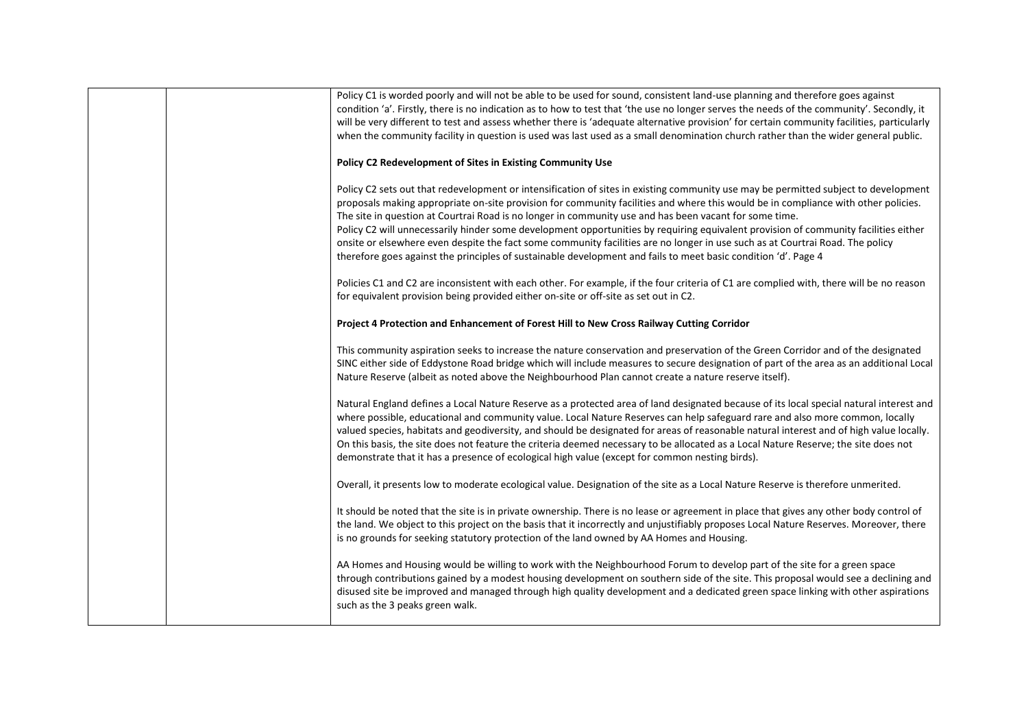Policy C1 is worded poorly and will not be able to be used for sound, consistent land-use planning and therefore goes against condition 'a'. Firstly, there is no indication as to how to test that 'the use no longer serves the needs of the community'. Secondly, it will be very different to test and assess whether there is 'adequate alternative provision' for certain community facilities, particularly when the community facility in question is used was last used as a small denomination church rather than the wider general public.

**Policy C2 Redevelopment of Sites in Existing Community Use**

Policy C2 sets out that redevelopment or intensification of sites in existing community use may be permitted subject to development proposals making appropriate on-site provision for community facilities and where this would be in compliance with other policies. The site in question at Courtrai Road is no longer in community use and has been vacant for some time.
Policy C2 will unnecessarily hinder some development opportunities by requiring equivalent provision of community facilities either onsite or elsewhere even despite the fact some community facilities are no longer in use such as at Courtrai Road. The policy therefore goes against the principles of sustainable development and fails to meet basic condition 'd'. Page 4

Policies C1 and C2 are inconsistent with each other. For example, if the four criteria of C1 are complied with, there will be no reason for equivalent provision being provided either on-site or off-site as set out in C2.

**Project 4 Protection and Enhancement of Forest Hill to New Cross Railway Cutting Corridor**

This community aspiration seeks to increase the nature conservation and preservation of the Green Corridor and of the designated SINC either side of Eddystone Road bridge which will include measures to secure designation of part of the area as an additional Local Nature Reserve (albeit as noted above the Neighbourhood Plan cannot create a nature reserve itself).

Natural England defines a Local Nature Reserve as a protected area of land designated because of its local special natural interest and where possible, educational and community value. Local Nature Reserves can help safeguard rare and also more common, locally valued species, habitats and geodiversity, and should be designated for areas of reasonable natural interest and of high value locally. On this basis, the site does not feature the criteria deemed necessary to be allocated as a Local Nature Reserve; the site does not demonstrate that it has a presence of ecological high value (except for common nesting birds).

Overall, it presents low to moderate ecological value. Designation of the site as a Local Nature Reserve is therefore unmerited.

It should be noted that the site is in private ownership. There is no lease or agreement in place that gives any other body control of the land. We object to this project on the basis that it incorrectly and unjustifiably proposes Local Nature Reserves. Moreover, there is no grounds for seeking statutory protection of the land owned by AA Homes and Housing.

AA Homes and Housing would be willing to work with the Neighbourhood Forum to develop part of the site for a green space through contributions gained by a modest housing development on southern side of the site. This proposal would see a declining and disused site be improved and managed through high quality development and a dedicated green space linking with other aspirations such as the 3 peaks green walk.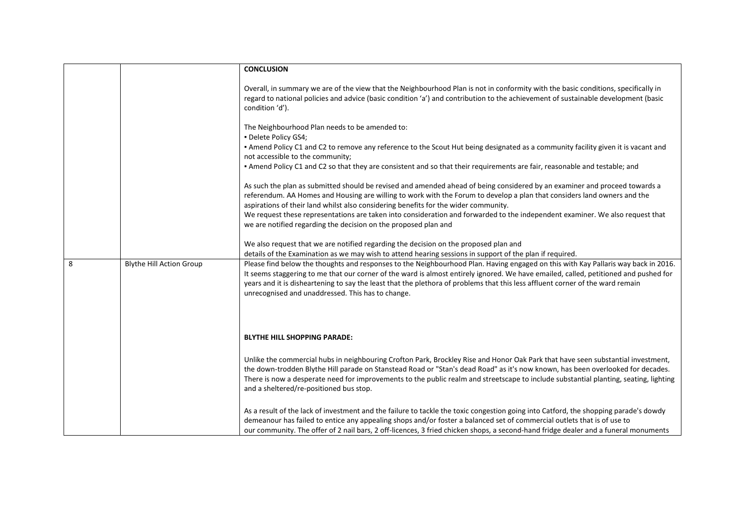| | | **CONCLUSION**<br><br>Overall, in summary we are of the view that the Neighbourhood Plan is not in conformity with the basic conditions, specifically in regard to national policies and advice (basic condition 'a') and contribution to the achievement of sustainable development (basic condition 'd').<br><br>The Neighbourhood Plan needs to be amended to:<br>▪ Delete Policy GS4;<br>▪ Amend Policy C1 and C2 to remove any reference to the Scout Hut being designated as a community facility given it is vacant and not accessible to the community;<br>▪ Amend Policy C1 and C2 so that they are consistent and so that their requirements are fair, reasonable and testable; and<br><br>As such the plan as submitted should be revised and amended ahead of being considered by an examiner and proceed towards a referendum. AA Homes and Housing are willing to work with the Forum to develop a plan that considers land owners and the aspirations of their land whilst also considering benefits for the wider community.<br>We request these representations are taken into consideration and forwarded to the independent examiner. We also request that we are notified regarding the decision on the proposed plan and<br><br>We also request that we are notified regarding the decision on the proposed plan and<br>details of the Examination as we may wish to attend hearing sessions in support of the plan if required. |
|---|---|---|
| 8 | Blythe Hill Action Group | Please find below the thoughts and responses to the Neighbourhood Plan. Having engaged on this with Kay Pallaris way back in 2016. It seems staggering to me that our corner of the ward is almost entirely ignored. We have emailed, called, petitioned and pushed for years and it is disheartening to say the least that the plethora of problems that this less affluent corner of the ward remain unrecognised and unaddressed. This has to change.<br><br>**BLYTHE HILL SHOPPING PARADE:**<br><br>Unlike the commercial hubs in neighbouring Crofton Park, Brockley Rise and Honor Oak Park that have seen substantial investment, the down-trodden Blythe Hill parade on Stanstead Road or "Stan's dead Road" as it's now known, has been overlooked for decades. There is now a desperate need for improvements to the public realm and streetscape to include substantial planting, seating, lighting and a sheltered/re-positioned bus stop.<br><br>As a result of the lack of investment and the failure to tackle the toxic congestion going into Catford, the shopping parade's dowdy demeanour has failed to entice any appealing shops and/or foster a balanced set of commercial outlets that is of use to our community. The offer of 2 nail bars, 2 off-licences, 3 fried chicken shops, a second-hand fridge dealer and a funeral monuments |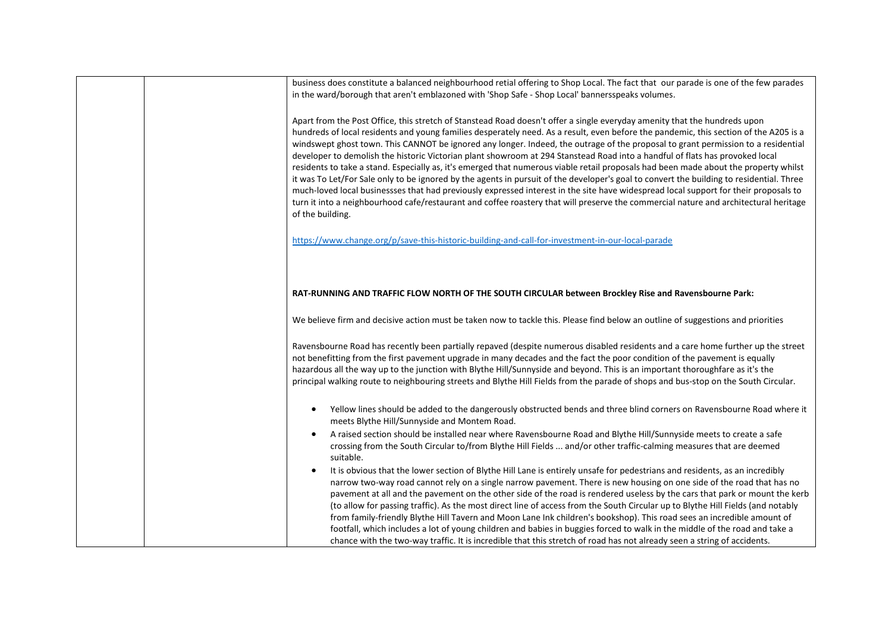business does constitute a balanced neighbourhood retial offering to Shop Local. The fact that our parade is one of the few parades in the ward/borough that aren't emblazoned with 'Shop Safe - Shop Local' bannersspeaks volumes.

Apart from the Post Office, this stretch of Stanstead Road doesn't offer a single everyday amenity that the hundreds upon hundreds of local residents and young families desperately need. As a result, even before the pandemic, this section of the A205 is a windswept ghost town. This CANNOT be ignored any longer. Indeed, the outrage of the proposal to grant permission to a residential developer to demolish the historic Victorian plant showroom at 294 Stanstead Road into a handful of flats has provoked local residents to take a stand. Especially as, it's emerged that numerous viable retail proposals had been made about the property whilst it was To Let/For Sale only to be ignored by the agents in pursuit of the developer's goal to convert the building to residential. Three much-loved local businessses that had previously expressed interest in the site have widespread local support for their proposals to turn it into a neighbourhood cafe/restaurant and coffee roastery that will preserve the commercial nature and architectural heritage of the building.

https://www.change.org/p/save-this-historic-building-and-call-for-investment-in-our-local-parade

**RAT-RUNNING AND TRAFFIC FLOW NORTH OF THE SOUTH CIRCULAR between Brockley Rise and Ravensbourne Park:**

We believe firm and decisive action must be taken now to tackle this. Please find below an outline of suggestions and priorities

Ravensbourne Road has recently been partially repaved (despite numerous disabled residents and a care home further up the street not benefitting from the first pavement upgrade in many decades and the fact the poor condition of the pavement is equally hazardous all the way up to the junction with Blythe Hill/Sunnyside and beyond. This is an important thoroughfare as it's the principal walking route to neighbouring streets and Blythe Hill Fields from the parade of shops and bus-stop on the South Circular.

- Yellow lines should be added to the dangerously obstructed bends and three blind corners on Ravensbourne Road where it meets Blythe Hill/Sunnyside and Montem Road.
- A raised section should be installed near where Ravensbourne Road and Blythe Hill/Sunnyside meets to create a safe crossing from the South Circular to/from Blythe Hill Fields ... and/or other traffic-calming measures that are deemed suitable.
- It is obvious that the lower section of Blythe Hill Lane is entirely unsafe for pedestrians and residents, as an incredibly narrow two-way road cannot rely on a single narrow pavement. There is new housing on one side of the road that has no pavement at all and the pavement on the other side of the road is rendered useless by the cars that park or mount the kerb (to allow for passing traffic). As the most direct line of access from the South Circular up to Blythe Hill Fields (and notably from family-friendly Blythe Hill Tavern and Moon Lane Ink children's bookshop). This road sees an incredible amount of footfall, which includes a lot of young children and babies in buggies forced to walk in the middle of the road and take a chance with the two-way traffic. It is incredible that this stretch of road has not already seen a string of accidents.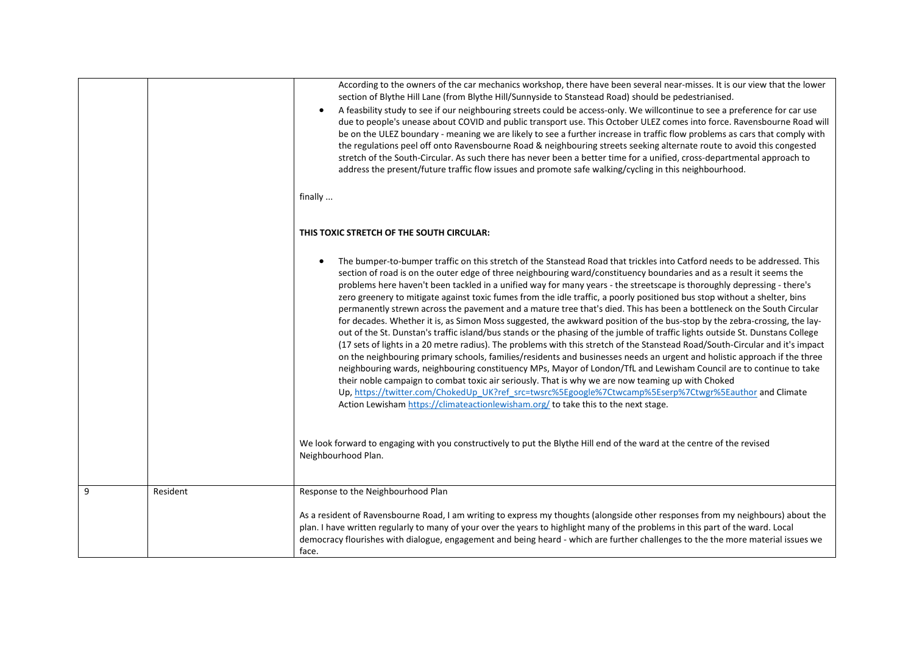| | | |
|---|---|---|
| | | According to the owners of the car mechanics workshop, there have been several near-misses. It is our view that the lower section of Blythe Hill Lane (from Blythe Hill/Sunnyside to Stanstead Road) should be pedestrianised.<br><br>• A feasbility study to see if our neighbouring streets could be access-only. We willcontinue to see a preference for car use due to people's unease about COVID and public transport use. This October ULEZ comes into force. Ravensbourne Road will be on the ULEZ boundary - meaning we are likely to see a further increase in traffic flow problems as cars that comply with the regulations peel off onto Ravensbourne Road & neighbouring streets seeking alternate route to avoid this congested stretch of the South-Circular. As such there has never been a better time for a unified, cross-departmental approach to address the present/future traffic flow issues and promote safe walking/cycling in this neighbourhood.<br><br>finally ...<br><br>**THIS TOXIC STRETCH OF THE SOUTH CIRCULAR:**<br><br>• The bumper-to-bumper traffic on this stretch of the Stanstead Road that trickles into Catford needs to be addressed. This section of road is on the outer edge of three neighbouring ward/constituency boundaries and as a result it seems the problems here haven't been tackled in a unified way for many years - the streetscape is thoroughly depressing - there's zero greenery to mitigate against toxic fumes from the idle traffic, a poorly positioned bus stop without a shelter, bins permanently strewn across the pavement and a mature tree that's died. This has been a bottleneck on the South Circular for decades. Whether it is, as Simon Moss suggested, the awkward position of the bus-stop by the zebra-crossing, the lay-out of the St. Dunstan's traffic island/bus stands or the phasing of the jumble of traffic lights outside St. Dunstans College (17 sets of lights in a 20 metre radius). The problems with this stretch of the Stanstead Road/South-Circular and it's impact on the neighbouring primary schools, families/residents and businesses needs an urgent and holistic approach if the three neighbouring wards, neighbouring constituency MPs, Mayor of London/TfL and Lewisham Council are to continue to take their noble campaign to combat toxic air seriously. That is why we are now teaming up with Choked Up, https://twitter.com/ChokedUp_UK?ref_src=twsrc%5Egoogle%7Ctwcamp%5Eserp%7Ctwgr%5Eauthor and Climate Action Lewisham https://climateactionlewisham.org/ to take this to the next stage.<br><br>We look forward to engaging with you constructively to put the Blythe Hill end of the ward at the centre of the revised Neighbourhood Plan. |
| 9 | Resident | Response to the Neighbourhood Plan<br><br>As a resident of Ravensbourne Road, I am writing to express my thoughts (alongside other responses from my neighbours) about the plan. I have written regularly to many of your over the years to highlight many of the problems in this part of the ward. Local democracy flourishes with dialogue, engagement and being heard - which are further challenges to the the more material issues we face. |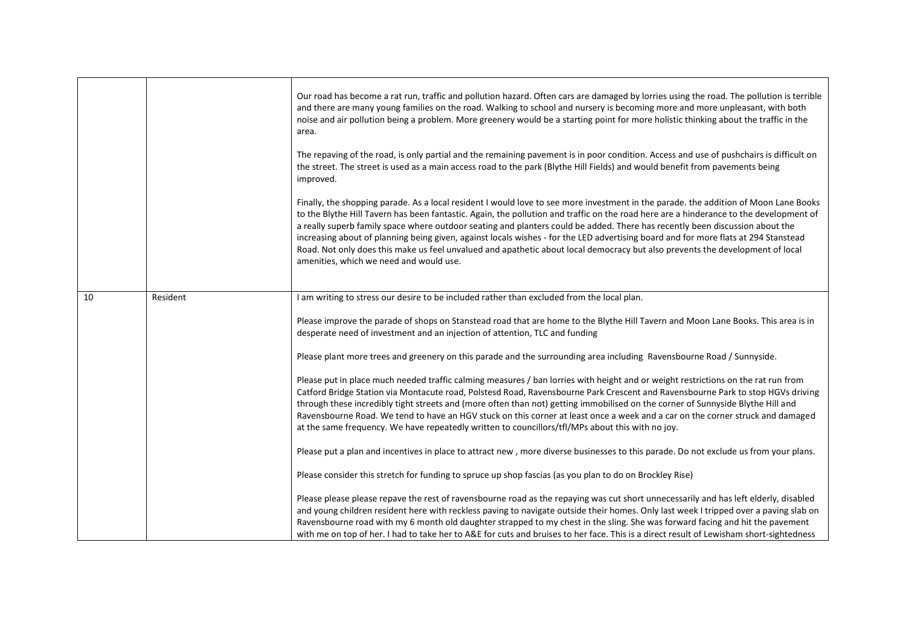| | | |
|---|---|---|
| | | Our road has become a rat run, traffic and pollution hazard. Often cars are damaged by lorries using the road. The pollution is terrible and there are many young families on the road. Walking to school and nursery is becoming more and more unpleasant, with both noise and air pollution being a problem. More greenery would be a starting point for more holistic thinking about the traffic in the area.<br><br>The repaving of the road, is only partial and the remaining pavement is in poor condition. Access and use of pushchairs is difficult on the street. The street is used as a main access road to the park (Blythe Hill Fields) and would benefit from pavements being improved.<br><br>Finally, the shopping parade. As a local resident I would love to see more investment in the parade. the addition of Moon Lane Books to the Blythe Hill Tavern has been fantastic. Again, the pollution and traffic on the road here are a hinderance to the development of a really superb family space where outdoor seating and planters could be added. There has recently been discussion about the increasing about of planning being given, against locals wishes - for the LED advertising board and for more flats at 294 Stanstead Road. Not only does this make us feel unvalued and apathetic about local democracy but also prevents the development of local amenities, which we need and would use. |
| 10 | Resident | I am writing to stress our desire to be included rather than excluded from the local plan.<br><br>Please improve the parade of shops on Stanstead road that are home to the Blythe Hill Tavern and Moon Lane Books. This area is in desperate need of investment and an injection of attention, TLC and funding<br><br>Please plant more trees and greenery on this parade and the surrounding area including Ravensbourne Road / Sunnyside.<br><br>Please put in place much needed traffic calming measures / ban lorries with height and or weight restrictions on the rat run from Catford Bridge Station via Montacute road, Polstesd Road, Ravensbourne Park Crescent and Ravensbourne Park to stop HGVs driving through these incredibly tight streets and (more often than not) getting immobilised on the corner of Sunnyside Blythe Hill and Ravensbourne Road. We tend to have an HGV stuck on this corner at least once a week and a car on the corner struck and damaged at the same frequency. We have repeatedly written to councillors/tfl/MPs about this with no joy.<br><br>Please put a plan and incentives in place to attract new , more diverse businesses to this parade. Do not exclude us from your plans.<br><br>Please consider this stretch for funding to spruce up shop fascias (as you plan to do on Brockley Rise)<br><br>Please please please repave the rest of ravensbourne road as the repaying was cut short unnecessarily and has left elderly, disabled and young children resident here with reckless paving to navigate outside their homes. Only last week I tripped over a paving slab on Ravensbourne road with my 6 month old daughter strapped to my chest in the sling. She was forward facing and hit the pavement with me on top of her. I had to take her to A&E for cuts and bruises to her face. This is a direct result of Lewisham short-sightedness |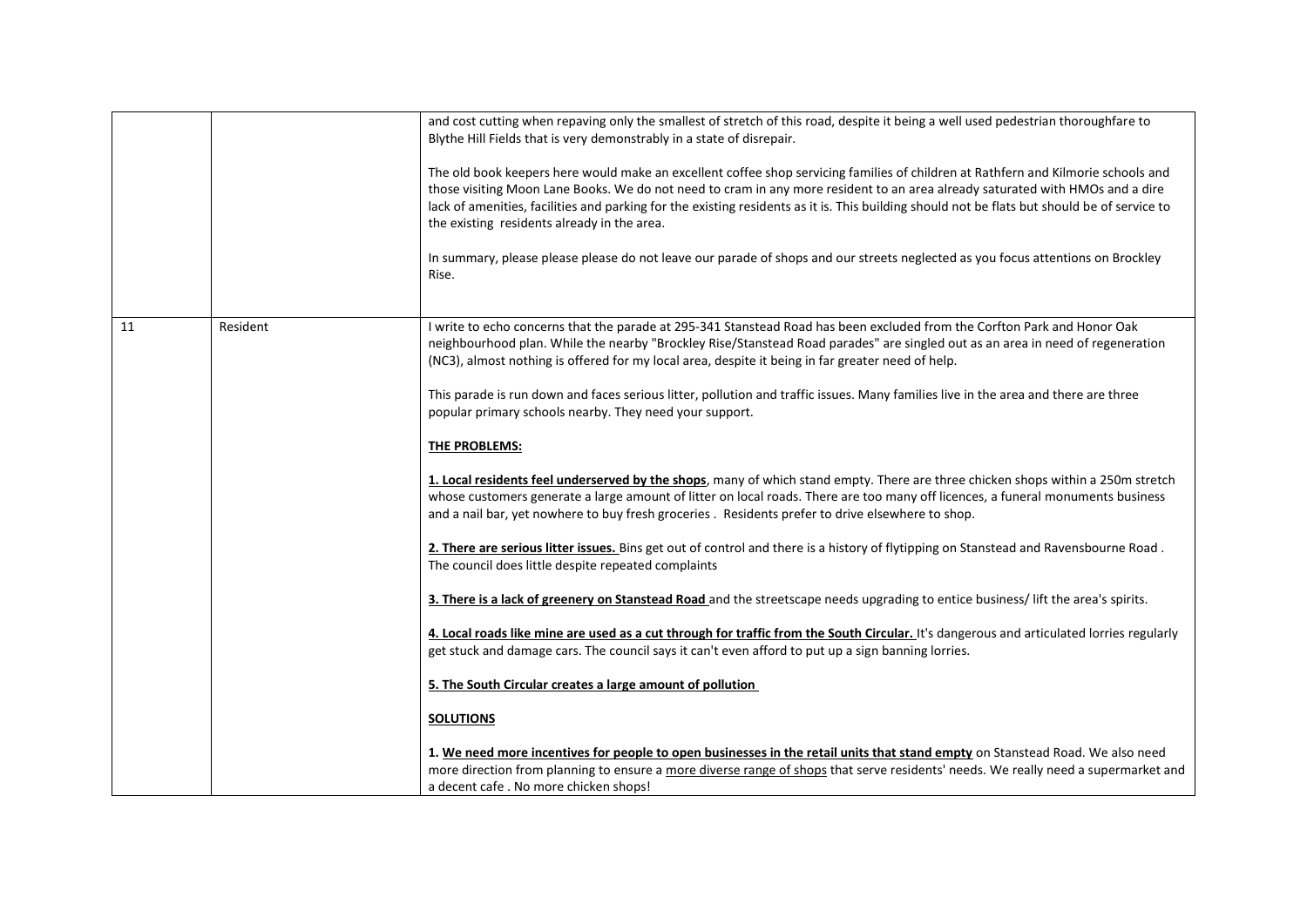| | | |
|---|---|---|
| | | and cost cutting when repaving only the smallest of stretch of this road, despite it being a well used pedestrian thoroughfare to Blythe Hill Fields that is very demonstrably in a state of disrepair.<br><br>The old book keepers here would make an excellent coffee shop servicing families of children at Rathfern and Kilmorie schools and those visiting Moon Lane Books. We do not need to cram in any more resident to an area already saturated with HMOs and a dire lack of amenities, facilities and parking for the existing residents as it is. This building should not be flats but should be of service to the existing residents already in the area.<br><br>In summary, please please please do not leave our parade of shops and our streets neglected as you focus attentions on Brockley Rise. |
| 11 | Resident | I write to echo concerns that the parade at 295-341 Stanstead Road has been excluded from the Corfton Park and Honor Oak neighbourhood plan. While the nearby "Brockley Rise/Stanstead Road parades" are singled out as an area in need of regeneration (NC3), almost nothing is offered for my local area, despite it being in far greater need of help.<br><br>This parade is run down and faces serious litter, pollution and traffic issues. Many families live in the area and there are three popular primary schools nearby. They need your support.<br><br>**THE PROBLEMS:**<br><br>**1. Local residents feel underserved by the shops**, many of which stand empty. There are three chicken shops within a 250m stretch whose customers generate a large amount of litter on local roads. There are too many off licences, a funeral monuments business and a nail bar, yet nowhere to buy fresh groceries . Residents prefer to drive elsewhere to shop.<br><br>**2. There are serious litter issues.** Bins get out of control and there is a history of flytipping on Stanstead and Ravensbourne Road . The council does little despite repeated complaints<br><br>**3. There is a lack of greenery on Stanstead Road** and the streetscape needs upgrading to entice business/ lift the area's spirits.<br><br>**4. Local roads like mine are used as a cut through for traffic from the South Circular.** It's dangerous and articulated lorries regularly get stuck and damage cars. The council says it can't even afford to put up a sign banning lorries.<br><br>**5. The South Circular creates a large amount of pollution**<br><br>**SOLUTIONS**<br><br>**1. We need more incentives for people to open businesses in the retail units that stand empty** on Stanstead Road. We also need more direction from planning to ensure a more diverse range of shops that serve residents' needs. We really need a supermarket and a decent cafe . No more chicken shops! |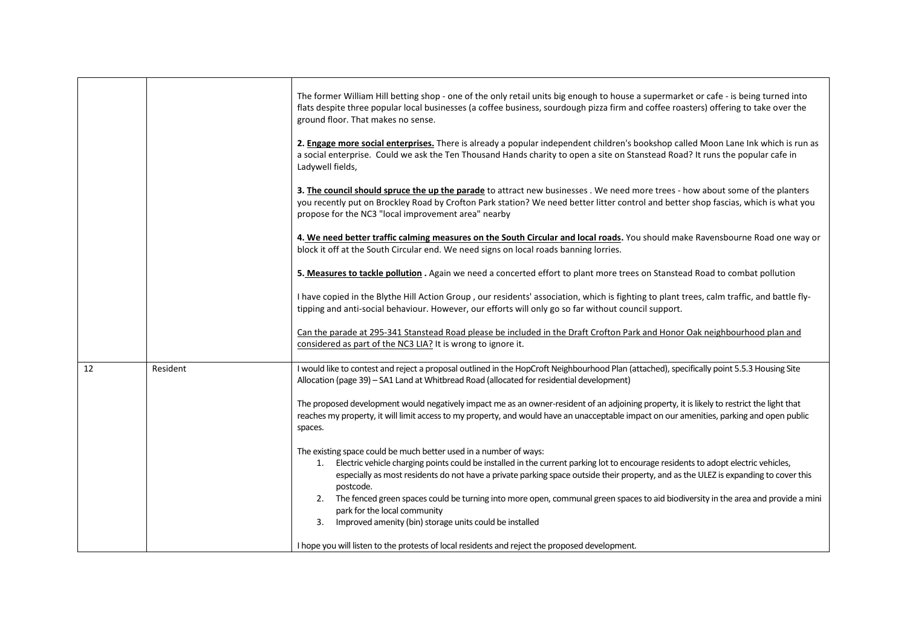| | | |
|---|---|---|
| | | The former William Hill betting shop - one of the only retail units big enough to house a supermarket or cafe - is being turned into flats despite three popular local businesses (a coffee business, sourdough pizza firm and coffee roasters) offering to take over the ground floor. That makes no sense.<br><br>**2. Engage more social enterprises.** There is already a popular independent children's bookshop called Moon Lane Ink which is run as a social enterprise. Could we ask the Ten Thousand Hands charity to open a site on Stanstead Road? It runs the popular cafe in Ladywell fields,<br><br>**3. The council should spruce the up the parade** to attract new businesses . We need more trees - how about some of the planters you recently put on Brockley Road by Crofton Park station? We need better litter control and better shop fascias, which is what you propose for the NC3 "local improvement area" nearby<br><br>**4. We need better traffic calming measures on the South Circular and local roads.** You should make Ravensbourne Road one way or block it off at the South Circular end. We need signs on local roads banning lorries.<br><br>**5. Measures to tackle pollution .** Again we need a concerted effort to plant more trees on Stanstead Road to combat pollution<br><br>I have copied in the Blythe Hill Action Group , our residents' association, which is fighting to plant trees, calm traffic, and battle fly-tipping and anti-social behaviour. However, our efforts will only go so far without council support.<br><br>Can the parade at 295-341 Stanstead Road please be included in the Draft Crofton Park and Honor Oak neighbourhood plan and considered as part of the NC3 LIA? It is wrong to ignore it. |
| 12 | Resident | I would like to contest and reject a proposal outlined in the HopCroft Neighbourhood Plan (attached), specifically point 5.5.3 Housing Site Allocation (page 39) – SA1 Land at Whitbread Road (allocated for residential development)<br><br>The proposed development would negatively impact me as an owner-resident of an adjoining property, it is likely to restrict the light that reaches my property, it will limit access to my property, and would have an unacceptable impact on our amenities, parking and open public spaces.<br><br>The existing space could be much better used in a number of ways:<br>1. Electric vehicle charging points could be installed in the current parking lot to encourage residents to adopt electric vehicles, especially as most residents do not have a private parking space outside their property, and as the ULEZ is expanding to cover this postcode.<br>2. The fenced green spaces could be turning into more open, communal green spaces to aid biodiversity in the area and provide a mini park for the local community<br>3. Improved amenity (bin) storage units could be installed<br><br>I hope you will listen to the protests of local residents and reject the proposed development. |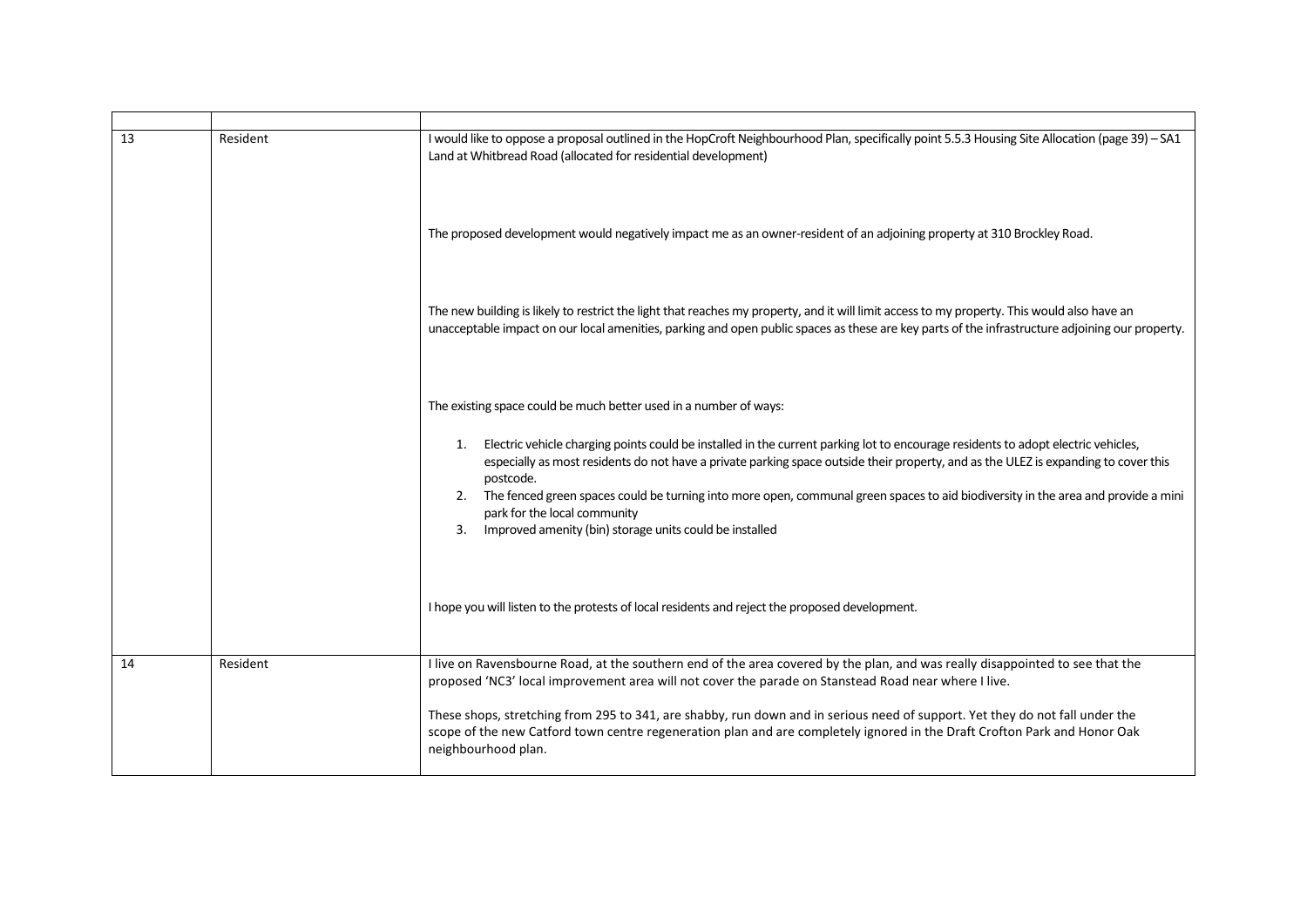| | | |
|---|---|---|
| 13 | Resident | I would like to oppose a proposal outlined in the HopCroft Neighbourhood Plan, specifically point 5.5.3 Housing Site Allocation (page 39) – SA1 Land at Whitbread Road (allocated for residential development)<br><br>The proposed development would negatively impact me as an owner-resident of an adjoining property at 310 Brockley Road.<br><br>The new building is likely to restrict the light that reaches my property, and it will limit access to my property. This would also have an unacceptable impact on our local amenities, parking and open public spaces as these are key parts of the infrastructure adjoining our property.<br><br>The existing space could be much better used in a number of ways:<br><br>1. Electric vehicle charging points could be installed in the current parking lot to encourage residents to adopt electric vehicles, especially as most residents do not have a private parking space outside their property, and as the ULEZ is expanding to cover this postcode.<br>2. The fenced green spaces could be turning into more open, communal green spaces to aid biodiversity in the area and provide a mini park for the local community<br>3. Improved amenity (bin) storage units could be installed<br><br>I hope you will listen to the protests of local residents and reject the proposed development. |
| 14 | Resident | I live on Ravensbourne Road, at the southern end of the area covered by the plan, and was really disappointed to see that the proposed 'NC3' local improvement area will not cover the parade on Stanstead Road near where I live.<br><br>These shops, stretching from 295 to 341, are shabby, run down and in serious need of support. Yet they do not fall under the scope of the new Catford town centre regeneration plan and are completely ignored in the Draft Crofton Park and Honor Oak neighbourhood plan. |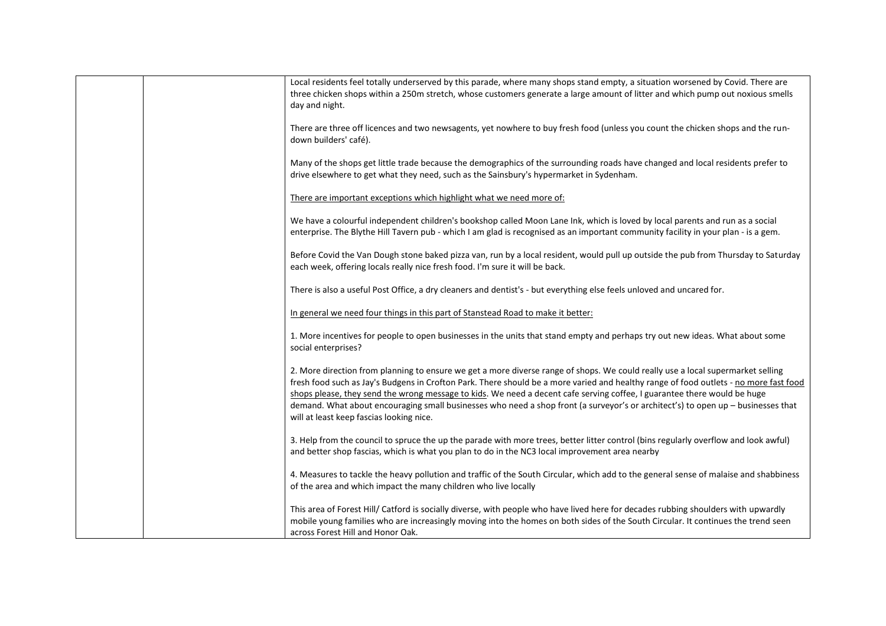| | | |
|---|---|---|
| | | Local residents feel totally underserved by this parade, where many shops stand empty, a situation worsened by Covid. There are three chicken shops within a 250m stretch, whose customers generate a large amount of litter and which pump out noxious smells day and night.<br><br>There are three off licences and two newsagents, yet nowhere to buy fresh food (unless you count the chicken shops and the run-down builders' café).<br><br>Many of the shops get little trade because the demographics of the surrounding roads have changed and local residents prefer to drive elsewhere to get what they need, such as the Sainsbury's hypermarket in Sydenham.<br><br><u>There are important exceptions which highlight what we need more of:</u><br><br>We have a colourful independent children's bookshop called Moon Lane Ink, which is loved by local parents and run as a social enterprise. The Blythe Hill Tavern pub - which I am glad is recognised as an important community facility in your plan - is a gem.<br><br>Before Covid the Van Dough stone baked pizza van, run by a local resident, would pull up outside the pub from Thursday to Saturday each week, offering locals really nice fresh food. I'm sure it will be back.<br><br>There is also a useful Post Office, a dry cleaners and dentist's - but everything else feels unloved and uncared for.<br><br><u>In general we need four things in this part of Stanstead Road to make it better:</u><br><br>1. More incentives for people to open businesses in the units that stand empty and perhaps try out new ideas. What about some social enterprises?<br><br>2. More direction from planning to ensure we get a more diverse range of shops. We could really use a local supermarket selling fresh food such as Jay's Budgens in Crofton Park. There should be a more varied and healthy range of food outlets - <u>no more fast food shops please, they send the wrong message to kids</u>. We need a decent cafe serving coffee, I guarantee there would be huge demand. What about encouraging small businesses who need a shop front (a surveyor's or architect's) to open up – businesses that will at least keep fascias looking nice.<br><br>3. Help from the council to spruce the up the parade with more trees, better litter control (bins regularly overflow and look awful) and better shop fascias, which is what you plan to do in the NC3 local improvement area nearby<br><br>4. Measures to tackle the heavy pollution and traffic of the South Circular, which add to the general sense of malaise and shabbiness of the area and which impact the many children who live locally<br><br>This area of Forest Hill/ Catford is socially diverse, with people who have lived here for decades rubbing shoulders with upwardly mobile young families who are increasingly moving into the homes on both sides of the South Circular. It continues the trend seen across Forest Hill and Honor Oak. |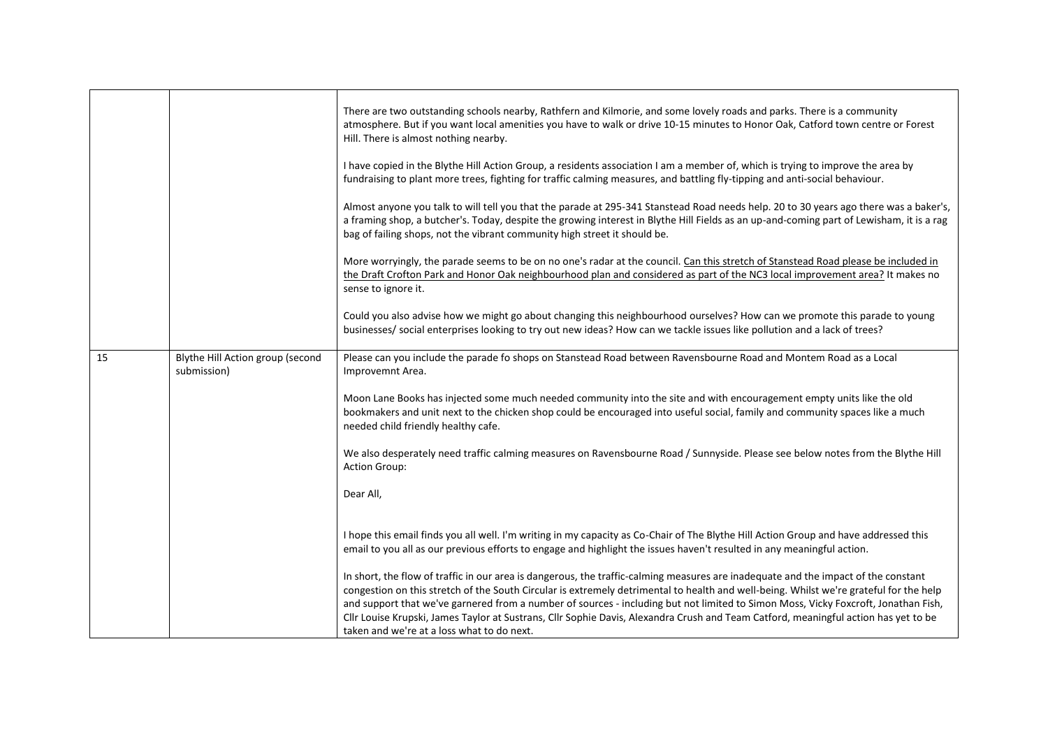| | | |
|---|---|---|
| | | There are two outstanding schools nearby, Rathfern and Kilmorie, and some lovely roads and parks. There is a community atmosphere. But if you want local amenities you have to walk or drive 10-15 minutes to Honor Oak, Catford town centre or Forest Hill. There is almost nothing nearby.<br><br>I have copied in the Blythe Hill Action Group, a residents association I am a member of, which is trying to improve the area by fundraising to plant more trees, fighting for traffic calming measures, and battling fly-tipping and anti-social behaviour.<br><br>Almost anyone you talk to will tell you that the parade at 295-341 Stanstead Road needs help. 20 to 30 years ago there was a baker's, a framing shop, a butcher's. Today, despite the growing interest in Blythe Hill Fields as an up-and-coming part of Lewisham, it is a rag bag of failing shops, not the vibrant community high street it should be.<br><br>More worryingly, the parade seems to be on no one's radar at the council. <u>Can this stretch of Stanstead Road please be included in the Draft Crofton Park and Honor Oak neighbourhood plan and considered as part of the NC3 local improvement area?</u> It makes no sense to ignore it.<br><br>Could you also advise how we might go about changing this neighbourhood ourselves? How can we promote this parade to young businesses/ social enterprises looking to try out new ideas? How can we tackle issues like pollution and a lack of trees? |
| 15 | Blythe Hill Action group (second submission) | Please can you include the parade fo shops on Stanstead Road between Ravensbourne Road and Montem Road as a Local Improvemnt Area.<br><br>Moon Lane Books has injected some much needed community into the site and with encouragement empty units like the old bookmakers and unit next to the chicken shop could be encouraged into useful social, family and community spaces like a much needed child friendly healthy cafe.<br><br>We also desperately need traffic calming measures on Ravensbourne Road / Sunnyside. Please see below notes from the Blythe Hill Action Group:<br><br>Dear All,<br><br>I hope this email finds you all well. I'm writing in my capacity as Co-Chair of The Blythe Hill Action Group and have addressed this email to you all as our previous efforts to engage and highlight the issues haven't resulted in any meaningful action.<br><br>In short, the flow of traffic in our area is dangerous, the traffic-calming measures are inadequate and the impact of the constant congestion on this stretch of the South Circular is extremely detrimental to health and well-being. Whilst we're grateful for the help and support that we've garnered from a number of sources - including but not limited to Simon Moss, Vicky Foxcroft, Jonathan Fish, Cllr Louise Krupski, James Taylor at Sustrans, Cllr Sophie Davis, Alexandra Crush and Team Catford, meaningful action has yet to be taken and we're at a loss what to do next. |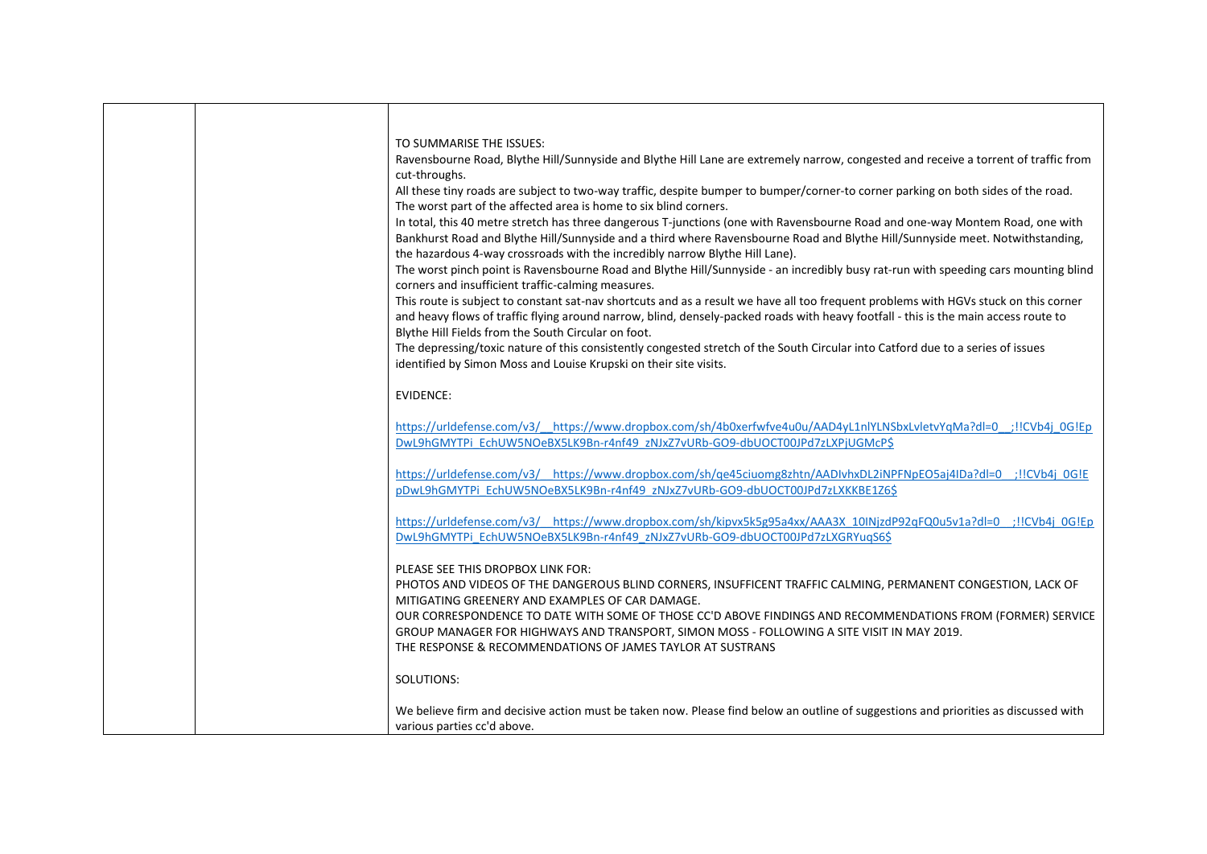| | | TO SUMMARISE THE ISSUES:<br>Ravensbourne Road, Blythe Hill/Sunnyside and Blythe Hill Lane are extremely narrow, congested and receive a torrent of traffic from cut-throughs.<br>All these tiny roads are subject to two-way traffic, despite bumper to bumper/corner-to corner parking on both sides of the road.<br>The worst part of the affected area is home to six blind corners.<br>In total, this 40 metre stretch has three dangerous T-junctions (one with Ravensbourne Road and one-way Montem Road, one with Bankhurst Road and Blythe Hill/Sunnyside and a third where Ravensbourne Road and Blythe Hill/Sunnyside meet. Notwithstanding, the hazardous 4-way crossroads with the incredibly narrow Blythe Hill Lane).<br>The worst pinch point is Ravensbourne Road and Blythe Hill/Sunnyside - an incredibly busy rat-run with speeding cars mounting blind corners and insufficient traffic-calming measures.<br>This route is subject to constant sat-nav shortcuts and as a result we have all too frequent problems with HGVs stuck on this corner and heavy flows of traffic flying around narrow, blind, densely-packed roads with heavy footfall - this is the main access route to Blythe Hill Fields from the South Circular on foot.<br>The depressing/toxic nature of this consistently congested stretch of the South Circular into Catford due to a series of issues identified by Simon Moss and Louise Krupski on their site visits.<br><br>EVIDENCE:<br><br>https://urldefense.com/v3/__https://www.dropbox.com/sh/4b0xerfwfve4u0u/AAD4yL1nlYLNSbxLvletvYqMa?dl=0__;!!CVb4j_0G!EpDwL9hGMYTPi_EchUW5NOeBX5LK9Bn-r4nf49_zNJxZ7vURb-GO9-dbUOCT00JPd7zLXPjUGMcP$<br><br>https://urldefense.com/v3/__https://www.dropbox.com/sh/qe45ciuomg8zhtn/AADIvhxDL2iNPFNpEO5aj4IDa?dl=0__;!!CVb4j_0G!EpDwL9hGMYTPi_EchUW5NOeBX5LK9Bn-r4nf49_zNJxZ7vURb-GO9-dbUOCT00JPd7zLXKKBE1Z6$<br><br>https://urldefense.com/v3/__https://www.dropbox.com/sh/kipvx5k5g95a4xx/AAA3X_10INjzdP92qFQ0u5v1a?dl=0__;!!CVb4j_0G!EpDwL9hGMYTPi_EchUW5NOeBX5LK9Bn-r4nf49_zNJxZ7vURb-GO9-dbUOCT00JPd7zLXGRYuqS6$<br><br>PLEASE SEE THIS DROPBOX LINK FOR:<br>PHOTOS AND VIDEOS OF THE DANGEROUS BLIND CORNERS, INSUFFICENT TRAFFIC CALMING, PERMANENT CONGESTION, LACK OF MITIGATING GREENERY AND EXAMPLES OF CAR DAMAGE.<br>OUR CORRESPONDENCE TO DATE WITH SOME OF THOSE CC'D ABOVE FINDINGS AND RECOMMENDATIONS FROM (FORMER) SERVICE GROUP MANAGER FOR HIGHWAYS AND TRANSPORT, SIMON MOSS - FOLLOWING A SITE VISIT IN MAY 2019.<br>THE RESPONSE & RECOMMENDATIONS OF JAMES TAYLOR AT SUSTRANS<br><br>SOLUTIONS:<br><br>We believe firm and decisive action must be taken now. Please find below an outline of suggestions and priorities as discussed with various parties cc'd above. |
|---|---|---|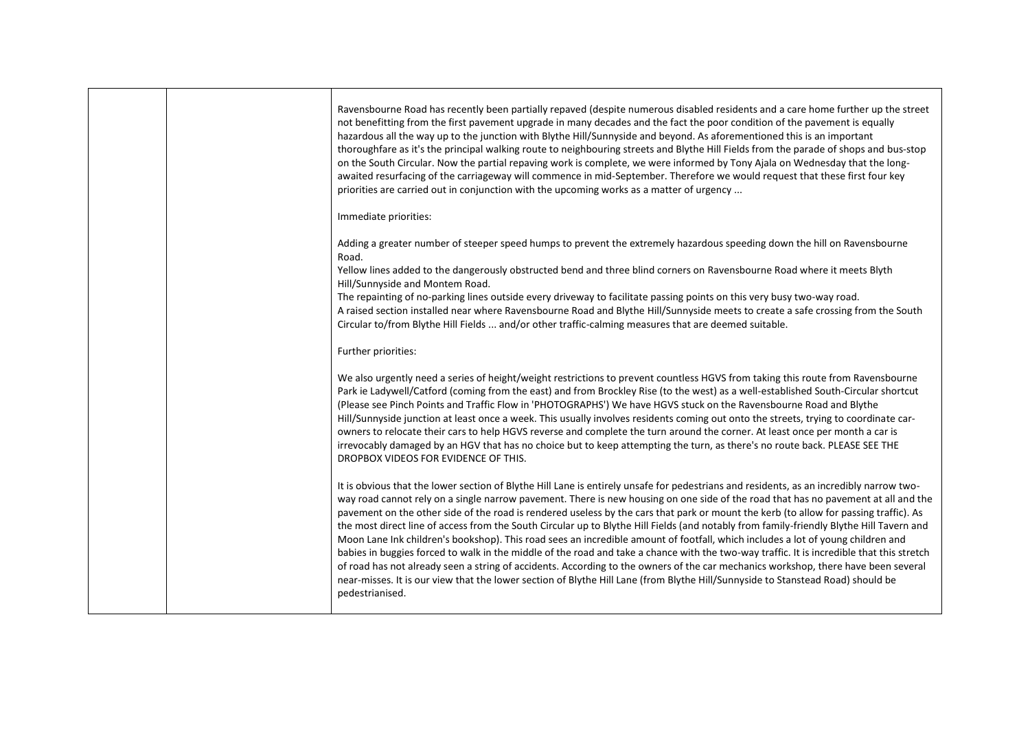| | | |
|---|---|---|
| | | Ravensbourne Road has recently been partially repaved (despite numerous disabled residents and a care home further up the street not benefitting from the first pavement upgrade in many decades and the fact the poor condition of the pavement is equally hazardous all the way up to the junction with Blythe Hill/Sunnyside and beyond. As aforementioned this is an important thoroughfare as it's the principal walking route to neighbouring streets and Blythe Hill Fields from the parade of shops and bus-stop on the South Circular. Now the partial repaving work is complete, we were informed by Tony Ajala on Wednesday that the long-awaited resurfacing of the carriageway will commence in mid-September. Therefore we would request that these first four key priorities are carried out in conjunction with the upcoming works as a matter of urgency ...<br><br>Immediate priorities:<br><br>Adding a greater number of steeper speed humps to prevent the extremely hazardous speeding down the hill on Ravensbourne Road.<br>Yellow lines added to the dangerously obstructed bend and three blind corners on Ravensbourne Road where it meets Blyth Hill/Sunnyside and Montem Road.<br>The repainting of no-parking lines outside every driveway to facilitate passing points on this very busy two-way road.<br>A raised section installed near where Ravensbourne Road and Blythe Hill/Sunnyside meets to create a safe crossing from the South Circular to/from Blythe Hill Fields ... and/or other traffic-calming measures that are deemed suitable.<br><br>Further priorities:<br><br>We also urgently need a series of height/weight restrictions to prevent countless HGVS from taking this route from Ravensbourne Park ie Ladywell/Catford (coming from the east) and from Brockley Rise (to the west) as a well-established South-Circular shortcut (Please see Pinch Points and Traffic Flow in 'PHOTOGRAPHS') We have HGVS stuck on the Ravensbourne Road and Blythe Hill/Sunnyside junction at least once a week. This usually involves residents coming out onto the streets, trying to coordinate car-owners to relocate their cars to help HGVS reverse and complete the turn around the corner. At least once per month a car is irrevocably damaged by an HGV that has no choice but to keep attempting the turn, as there's no route back. PLEASE SEE THE DROPBOX VIDEOS FOR EVIDENCE OF THIS.<br><br>It is obvious that the lower section of Blythe Hill Lane is entirely unsafe for pedestrians and residents, as an incredibly narrow two-way road cannot rely on a single narrow pavement. There is new housing on one side of the road that has no pavement at all and the pavement on the other side of the road is rendered useless by the cars that park or mount the kerb (to allow for passing traffic). As the most direct line of access from the South Circular up to Blythe Hill Fields (and notably from family-friendly Blythe Hill Tavern and Moon Lane Ink children's bookshop). This road sees an incredible amount of footfall, which includes a lot of young children and babies in buggies forced to walk in the middle of the road and take a chance with the two-way traffic. It is incredible that this stretch of road has not already seen a string of accidents. According to the owners of the car mechanics workshop, there have been several near-misses. It is our view that the lower section of Blythe Hill Lane (from Blythe Hill/Sunnyside to Stanstead Road) should be pedestrianised. |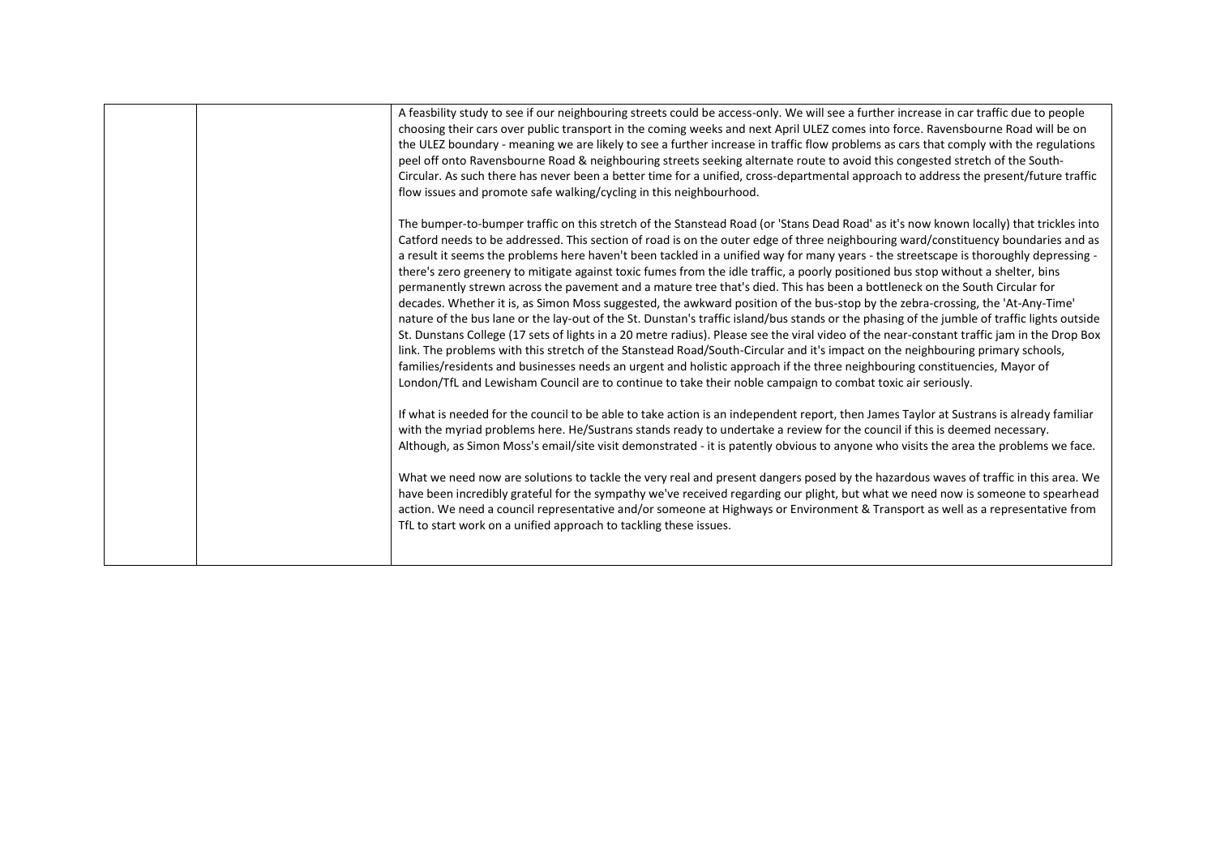| | | |
|---|---|---|
| | | A feasbility study to see if our neighbouring streets could be access-only. We will see a further increase in car traffic due to people choosing their cars over public transport in the coming weeks and next April ULEZ comes into force. Ravensbourne Road will be on the ULEZ boundary - meaning we are likely to see a further increase in traffic flow problems as cars that comply with the regulations peel off onto Ravensbourne Road & neighbouring streets seeking alternate route to avoid this congested stretch of the South-Circular. As such there has never been a better time for a unified, cross-departmental approach to address the present/future traffic flow issues and promote safe walking/cycling in this neighbourhood.<br><br>The bumper-to-bumper traffic on this stretch of the Stanstead Road (or 'Stans Dead Road' as it's now known locally) that trickles into Catford needs to be addressed. This section of road is on the outer edge of three neighbouring ward/constituency boundaries and as a result it seems the problems here haven't been tackled in a unified way for many years - the streetscape is thoroughly depressing - there's zero greenery to mitigate against toxic fumes from the idle traffic, a poorly positioned bus stop without a shelter, bins permanently strewn across the pavement and a mature tree that's died. This has been a bottleneck on the South Circular for decades. Whether it is, as Simon Moss suggested, the awkward position of the bus-stop by the zebra-crossing, the 'At-Any-Time' nature of the bus lane or the lay-out of the St. Dunstan's traffic island/bus stands or the phasing of the jumble of traffic lights outside St. Dunstans College (17 sets of lights in a 20 metre radius). Please see the viral video of the near-constant traffic jam in the Drop Box link. The problems with this stretch of the Stanstead Road/South-Circular and it's impact on the neighbouring primary schools, families/residents and businesses needs an urgent and holistic approach if the three neighbouring constituencies, Mayor of London/TfL and Lewisham Council are to continue to take their noble campaign to combat toxic air seriously.<br><br>If what is needed for the council to be able to take action is an independent report, then James Taylor at Sustrans is already familiar with the myriad problems here. He/Sustrans stands ready to undertake a review for the council if this is deemed necessary. Although, as Simon Moss's email/site visit demonstrated - it is patently obvious to anyone who visits the area the problems we face.<br><br>What we need now are solutions to tackle the very real and present dangers posed by the hazardous waves of traffic in this area. We have been incredibly grateful for the sympathy we've received regarding our plight, but what we need now is someone to spearhead action. We need a council representative and/or someone at Highways or Environment & Transport as well as a representative from TfL to start work on a unified approach to tackling these issues. |